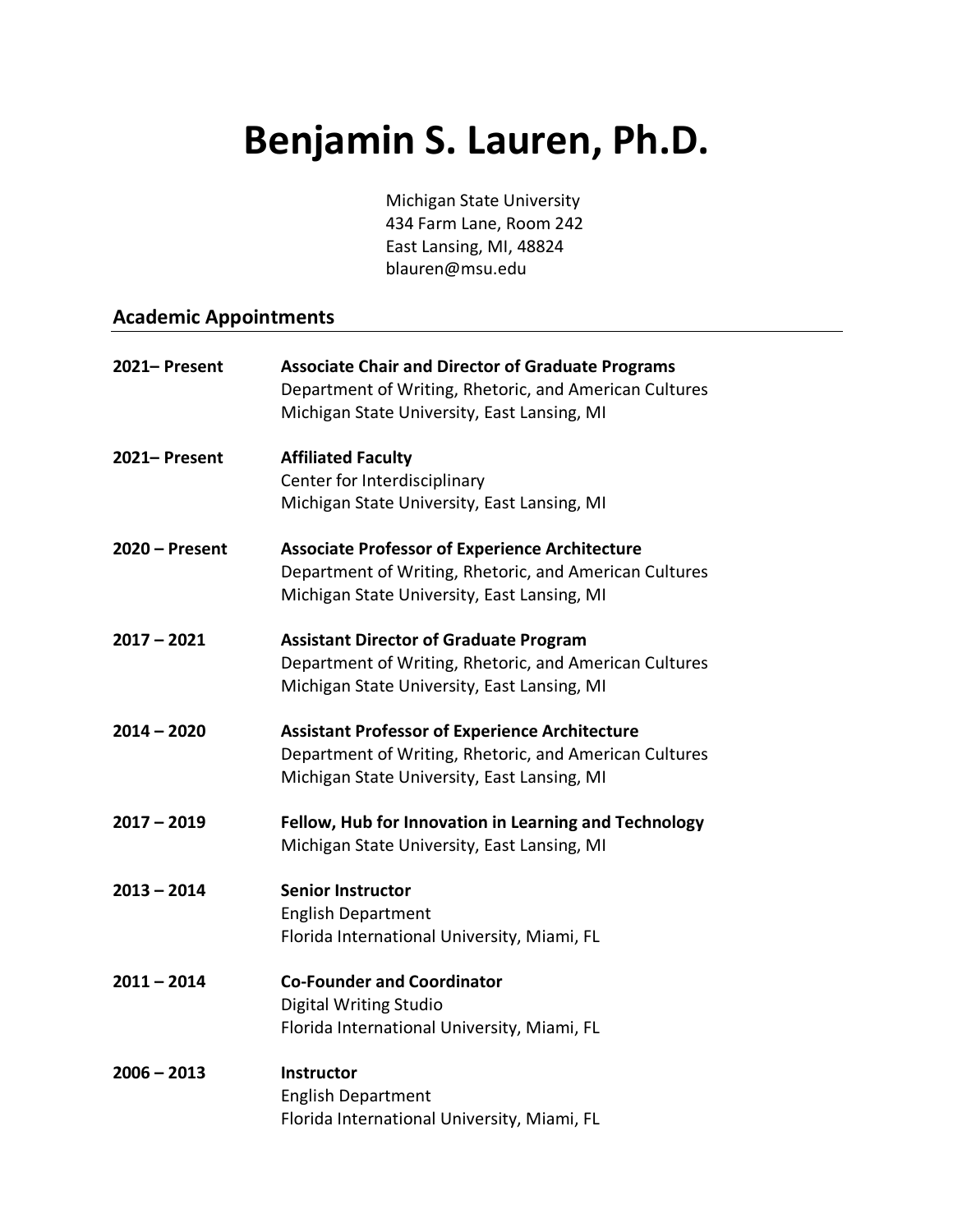# Benjamin S. Lauren, Ph.D.

Michigan State University
434 Farm Lane, Room 242
East Lansing, MI, 48824
blauren@msu.edu

## Academic Appointments

**2021– Present** — **Associate Chair and Director of Graduate Programs**
Department of Writing, Rhetoric, and American Cultures
Michigan State University, East Lansing, MI

**2021– Present** — **Affiliated Faculty**
Center for Interdisciplinary
Michigan State University, East Lansing, MI

**2020 – Present** — **Associate Professor of Experience Architecture**
Department of Writing, Rhetoric, and American Cultures
Michigan State University, East Lansing, MI

**2017 – 2021** — **Assistant Director of Graduate Program**
Department of Writing, Rhetoric, and American Cultures
Michigan State University, East Lansing, MI

**2014 – 2020** — **Assistant Professor of Experience Architecture**
Department of Writing, Rhetoric, and American Cultures
Michigan State University, East Lansing, MI

**2017 – 2019** — **Fellow, Hub for Innovation in Learning and Technology**
Michigan State University, East Lansing, MI

**2013 – 2014** — **Senior Instructor**
English Department
Florida International University, Miami, FL

**2011 – 2014** — **Co-Founder and Coordinator**
Digital Writing Studio
Florida International University, Miami, FL

**2006 – 2013** — **Instructor**
English Department
Florida International University, Miami, FL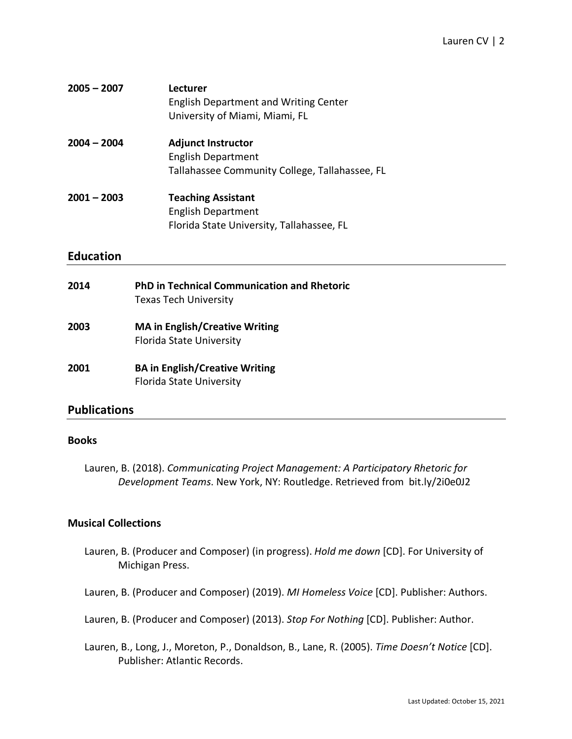**2005 – 2007** **Lecturer**
English Department and Writing Center
University of Miami, Miami, FL

**2004 – 2004** **Adjunct Instructor**
English Department
Tallahassee Community College, Tallahassee, FL

**2001 – 2003** **Teaching Assistant**
English Department
Florida State University, Tallahassee, FL

## Education

**2014** **PhD in Technical Communication and Rhetoric**
Texas Tech University

**2003** **MA in English/Creative Writing**
Florida State University

**2001** **BA in English/Creative Writing**
Florida State University

## Publications

### Books

Lauren, B. (2018). *Communicating Project Management: A Participatory Rhetoric for Development Teams*. New York, NY: Routledge. Retrieved from bit.ly/2i0e0J2

### Musical Collections

Lauren, B. (Producer and Composer) (in progress). *Hold me down* [CD]. For University of Michigan Press.

Lauren, B. (Producer and Composer) (2019). *MI Homeless Voice* [CD]. Publisher: Authors.

Lauren, B. (Producer and Composer) (2013). *Stop For Nothing* [CD]. Publisher: Author.

Lauren, B., Long, J., Moreton, P., Donaldson, B., Lane, R. (2005). *Time Doesn't Notice* [CD]. Publisher: Atlantic Records.

Last Updated: October 15, 2021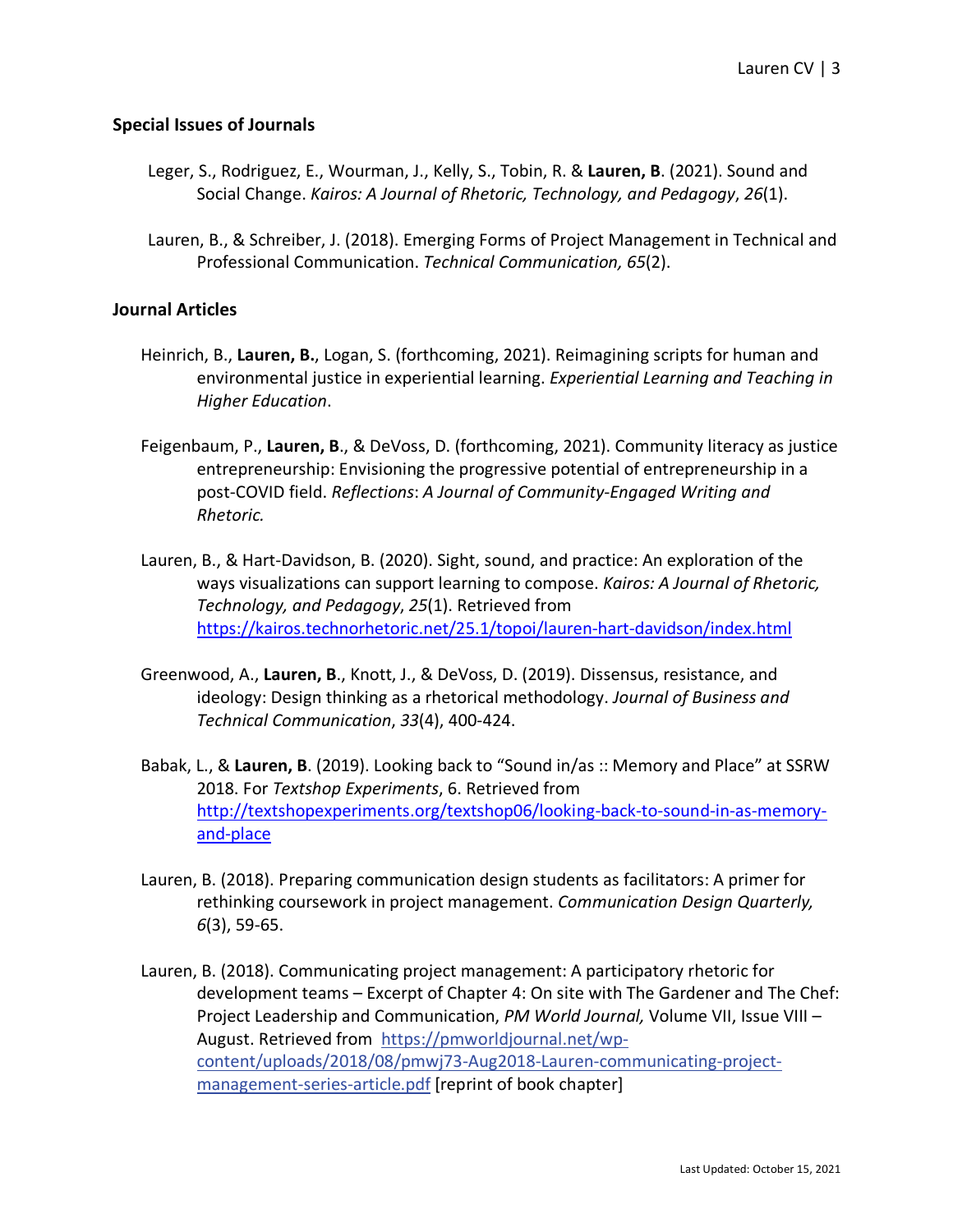## Special Issues of Journals

Leger, S., Rodriguez, E., Wourman, J., Kelly, S., Tobin, R. & **Lauren, B**. (2021). Sound and Social Change. *Kairos: A Journal of Rhetoric, Technology, and Pedagogy*, *26*(1).

Lauren, B., & Schreiber, J. (2018). Emerging Forms of Project Management in Technical and Professional Communication. *Technical Communication, 65*(2).

## Journal Articles

Heinrich, B., **Lauren, B.**, Logan, S. (forthcoming, 2021). Reimagining scripts for human and environmental justice in experiential learning. *Experiential Learning and Teaching in Higher Education*.

Feigenbaum, P., **Lauren, B**., & DeVoss, D. (forthcoming, 2021). Community literacy as justice entrepreneurship: Envisioning the progressive potential of entrepreneurship in a post-COVID field. *Reflections*: *A Journal of Community-Engaged Writing and Rhetoric.*

Lauren, B., & Hart-Davidson, B. (2020). Sight, sound, and practice: An exploration of the ways visualizations can support learning to compose. *Kairos: A Journal of Rhetoric, Technology, and Pedagogy*, *25*(1). Retrieved from https://kairos.technorhetoric.net/25.1/topoi/lauren-hart-davidson/index.html

Greenwood, A., **Lauren, B**., Knott, J., & DeVoss, D. (2019). Dissensus, resistance, and ideology: Design thinking as a rhetorical methodology. *Journal of Business and Technical Communication*, *33*(4), 400-424.

Babak, L., & **Lauren, B**. (2019). Looking back to "Sound in/as :: Memory and Place" at SSRW 2018. For *Textshop Experiments*, 6. Retrieved from http://textshopexperiments.org/textshop06/looking-back-to-sound-in-as-memory-and-place

Lauren, B. (2018). Preparing communication design students as facilitators: A primer for rethinking coursework in project management. *Communication Design Quarterly, 6*(3), 59-65.

Lauren, B. (2018). Communicating project management: A participatory rhetoric for development teams – Excerpt of Chapter 4: On site with The Gardener and The Chef: Project Leadership and Communication, *PM World Journal,* Volume VII, Issue VIII – August. Retrieved from https://pmworldjournal.net/wp-content/uploads/2018/08/pmwj73-Aug2018-Lauren-communicating-project-management-series-article.pdf [reprint of book chapter]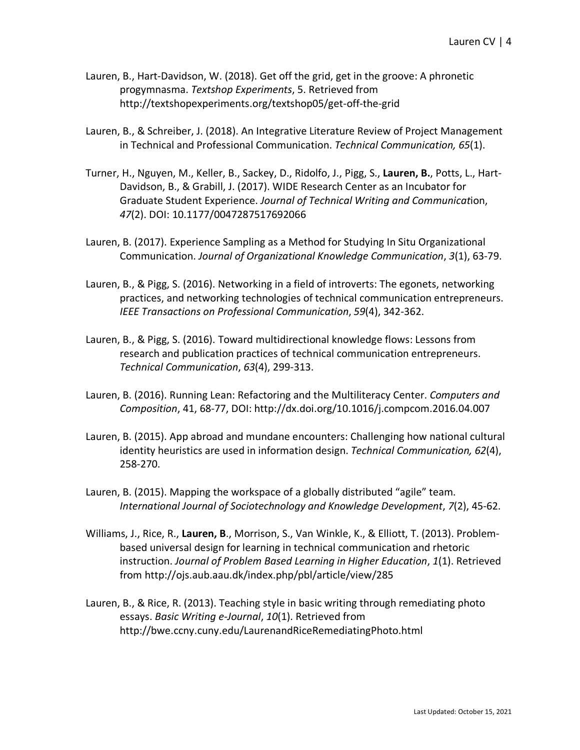Lauren, B., Hart-Davidson, W. (2018). Get off the grid, get in the groove: A phronetic progymnasma. *Textshop Experiments*, 5. Retrieved from http://textshopexperiments.org/textshop05/get-off-the-grid

Lauren, B., & Schreiber, J. (2018). An Integrative Literature Review of Project Management in Technical and Professional Communication. *Technical Communication, 65*(1).

Turner, H., Nguyen, M., Keller, B., Sackey, D., Ridolfo, J., Pigg, S., **Lauren, B.**, Potts, L., Hart-Davidson, B., & Grabill, J. (2017). WIDE Research Center as an Incubator for Graduate Student Experience. *Journal of Technical Writing and Communicati*on, *47*(2). DOI: 10.1177/0047287517692066

Lauren, B. (2017). Experience Sampling as a Method for Studying In Situ Organizational Communication. *Journal of Organizational Knowledge Communication*, *3*(1), 63-79.

Lauren, B., & Pigg, S. (2016). Networking in a field of introverts: The egonets, networking practices, and networking technologies of technical communication entrepreneurs. *IEEE Transactions on Professional Communication*, *59*(4), 342-362.

Lauren, B., & Pigg, S. (2016). Toward multidirectional knowledge flows: Lessons from research and publication practices of technical communication entrepreneurs. *Technical Communication*, *63*(4), 299-313.

Lauren, B. (2016). Running Lean: Refactoring and the Multiliteracy Center. *Computers and Composition*, 41, 68-77, DOI: http://dx.doi.org/10.1016/j.compcom.2016.04.007

Lauren, B. (2015). App abroad and mundane encounters: Challenging how national cultural identity heuristics are used in information design. *Technical Communication, 62*(4), 258-270.

Lauren, B. (2015). Mapping the workspace of a globally distributed "agile" team. *International Journal of Sociotechnology and Knowledge Development*, *7*(2), 45-62.

Williams, J., Rice, R., **Lauren, B**., Morrison, S., Van Winkle, K., & Elliott, T. (2013). Problem-based universal design for learning in technical communication and rhetoric instruction. *Journal of Problem Based Learning in Higher Education*, *1*(1). Retrieved from http://ojs.aub.aau.dk/index.php/pbl/article/view/285

Lauren, B., & Rice, R. (2013). Teaching style in basic writing through remediating photo essays. *Basic Writing e-Journal*, *10*(1). Retrieved from http://bwe.ccny.cuny.edu/LaurenandRiceRemediatingPhoto.html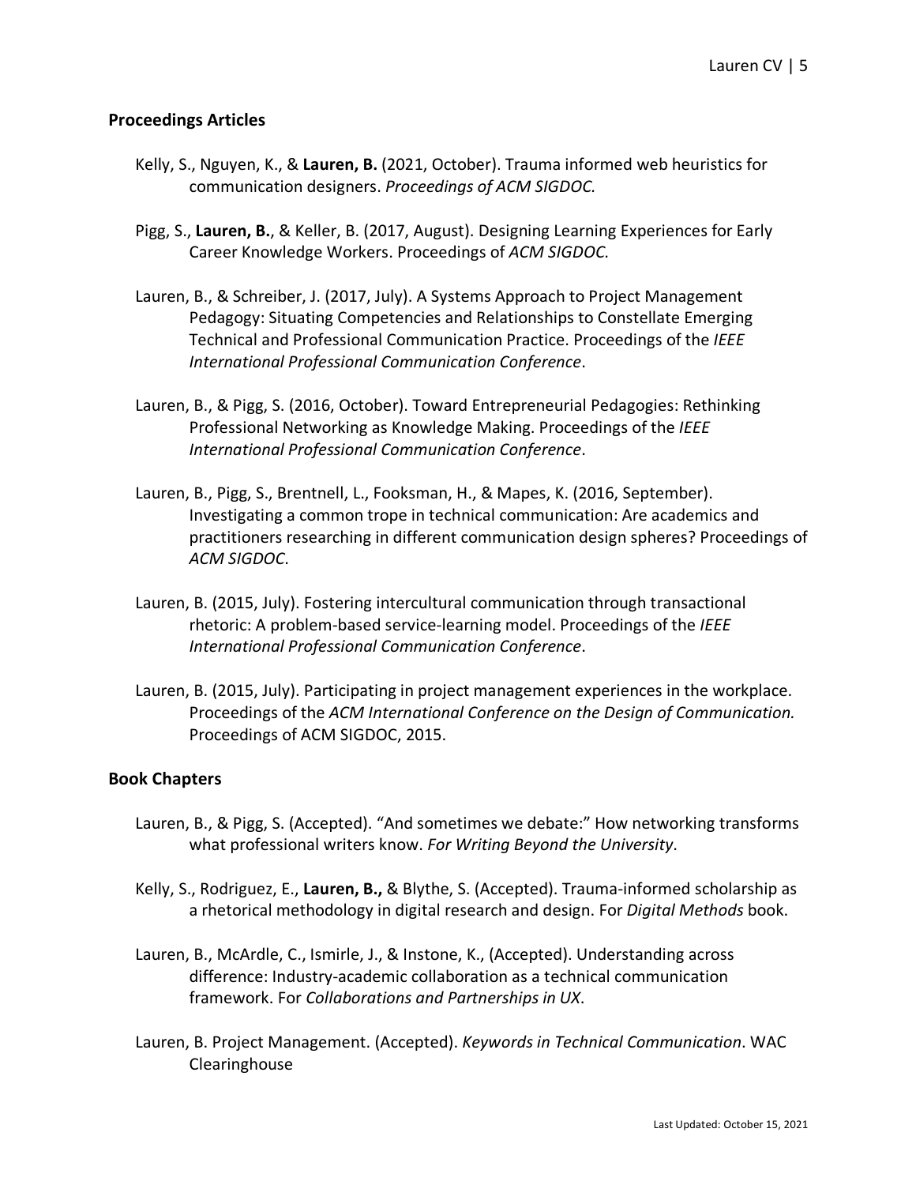## Proceedings Articles

Kelly, S., Nguyen, K., & **Lauren, B.** (2021, October). Trauma informed web heuristics for communication designers. *Proceedings of ACM SIGDOC.*

Pigg, S., **Lauren, B.**, & Keller, B. (2017, August). Designing Learning Experiences for Early Career Knowledge Workers. Proceedings of *ACM SIGDOC*.

Lauren, B., & Schreiber, J. (2017, July). A Systems Approach to Project Management Pedagogy: Situating Competencies and Relationships to Constellate Emerging Technical and Professional Communication Practice. Proceedings of the *IEEE International Professional Communication Conference*.

Lauren, B., & Pigg, S. (2016, October). Toward Entrepreneurial Pedagogies: Rethinking Professional Networking as Knowledge Making. Proceedings of the *IEEE International Professional Communication Conference*.

Lauren, B., Pigg, S., Brentnell, L., Fooksman, H., & Mapes, K. (2016, September). Investigating a common trope in technical communication: Are academics and practitioners researching in different communication design spheres? Proceedings of *ACM SIGDOC*.

Lauren, B. (2015, July). Fostering intercultural communication through transactional rhetoric: A problem-based service-learning model. Proceedings of the *IEEE International Professional Communication Conference*.

Lauren, B. (2015, July). Participating in project management experiences in the workplace. Proceedings of the *ACM International Conference on the Design of Communication.* Proceedings of ACM SIGDOC, 2015.

## Book Chapters

Lauren, B., & Pigg, S. (Accepted). "And sometimes we debate:" How networking transforms what professional writers know. *For Writing Beyond the University*.

Kelly, S., Rodriguez, E., **Lauren, B.,** & Blythe, S. (Accepted). Trauma-informed scholarship as a rhetorical methodology in digital research and design. For *Digital Methods* book.

Lauren, B., McArdle, C., Ismirle, J., & Instone, K., (Accepted). Understanding across difference: Industry-academic collaboration as a technical communication framework. For *Collaborations and Partnerships in UX*.

Lauren, B. Project Management. (Accepted). *Keywords in Technical Communication*. WAC Clearinghouse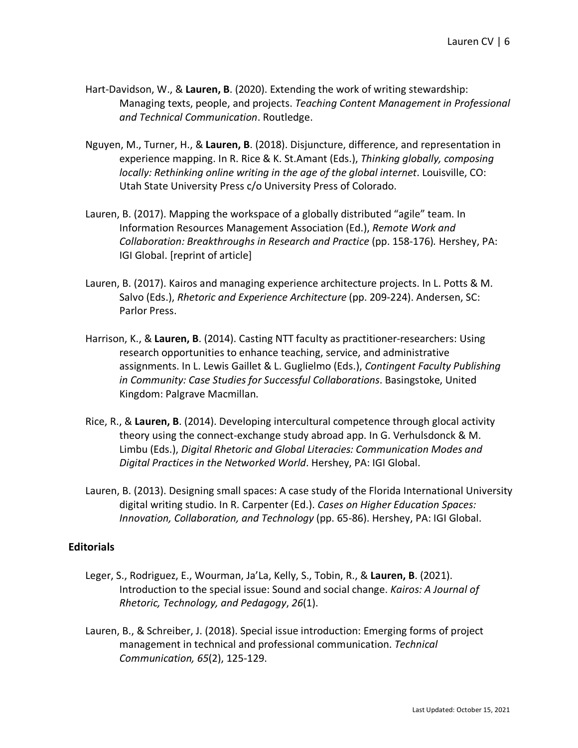Hart-Davidson, W., & **Lauren, B**. (2020). Extending the work of writing stewardship: Managing texts, people, and projects. *Teaching Content Management in Professional and Technical Communication*. Routledge.

Nguyen, M., Turner, H., & **Lauren, B**. (2018). Disjuncture, difference, and representation in experience mapping. In R. Rice & K. St.Amant (Eds.), *Thinking globally, composing locally: Rethinking online writing in the age of the global internet*. Louisville, CO: Utah State University Press c/o University Press of Colorado.

Lauren, B. (2017). Mapping the workspace of a globally distributed "agile" team. In Information Resources Management Association (Ed.), *Remote Work and Collaboration: Breakthroughs in Research and Practice* (pp. 158-176)*.* Hershey, PA: IGI Global. [reprint of article]

Lauren, B. (2017). Kairos and managing experience architecture projects. In L. Potts & M. Salvo (Eds.), *Rhetoric and Experience Architecture* (pp. 209-224). Andersen, SC: Parlor Press.

Harrison, K., & **Lauren, B**. (2014). Casting NTT faculty as practitioner-researchers: Using research opportunities to enhance teaching, service, and administrative assignments. In L. Lewis Gaillet & L. Guglielmo (Eds.), *Contingent Faculty Publishing in Community: Case Studies for Successful Collaborations*. Basingstoke, United Kingdom: Palgrave Macmillan.

Rice, R., & **Lauren, B**. (2014). Developing intercultural competence through glocal activity theory using the connect-exchange study abroad app. In G. Verhulsdonck & M. Limbu (Eds.), *Digital Rhetoric and Global Literacies: Communication Modes and Digital Practices in the Networked World*. Hershey, PA: IGI Global.

Lauren, B. (2013). Designing small spaces: A case study of the Florida International University digital writing studio. In R. Carpenter (Ed.). *Cases on Higher Education Spaces: Innovation, Collaboration, and Technology* (pp. 65-86). Hershey, PA: IGI Global.

### Editorials

Leger, S., Rodriguez, E., Wourman, Ja'La, Kelly, S., Tobin, R., & **Lauren, B**. (2021). Introduction to the special issue: Sound and social change. *Kairos: A Journal of Rhetoric, Technology, and Pedagogy*, *26*(1).

Lauren, B., & Schreiber, J. (2018). Special issue introduction: Emerging forms of project management in technical and professional communication. *Technical Communication, 65*(2), 125-129.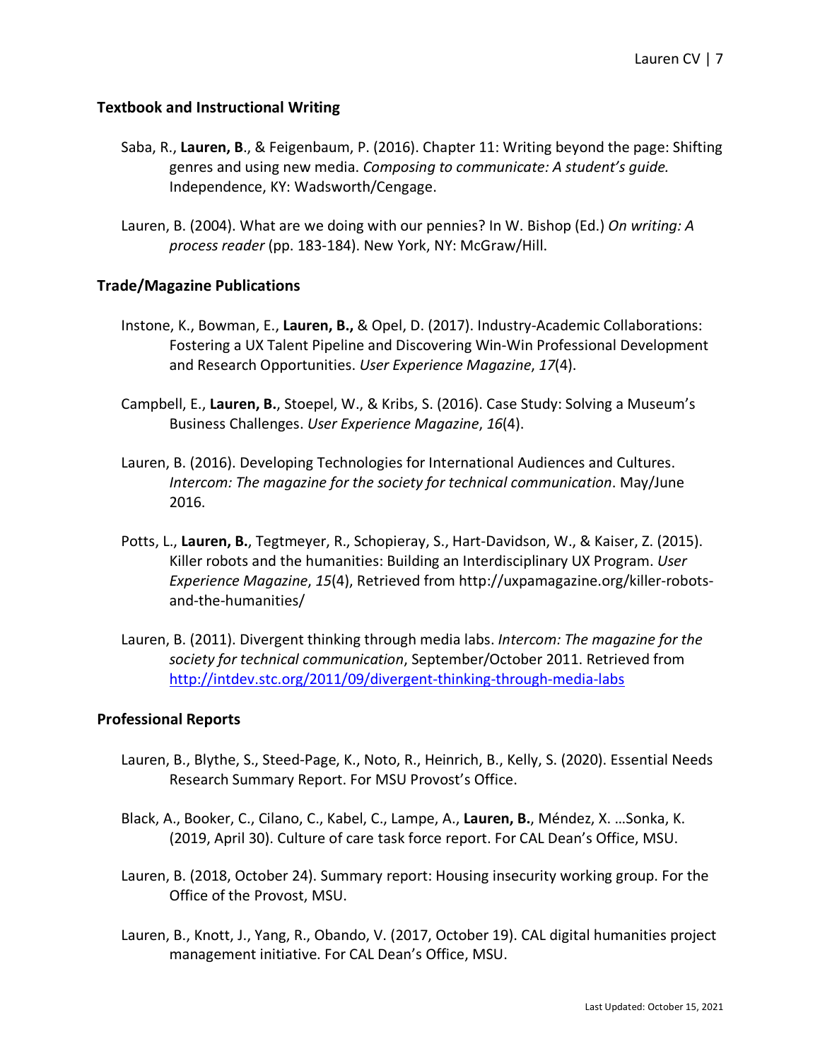### Textbook and Instructional Writing

Saba, R., **Lauren, B**., & Feigenbaum, P. (2016). Chapter 11: Writing beyond the page: Shifting genres and using new media. *Composing to communicate: A student's guide.* Independence, KY: Wadsworth/Cengage.

Lauren, B. (2004). What are we doing with our pennies? In W. Bishop (Ed.) *On writing: A process reader* (pp. 183-184). New York, NY: McGraw/Hill.

### Trade/Magazine Publications

Instone, K., Bowman, E., **Lauren, B.,** & Opel, D. (2017). Industry-Academic Collaborations: Fostering a UX Talent Pipeline and Discovering Win-Win Professional Development and Research Opportunities. *User Experience Magazine*, *17*(4).

Campbell, E., **Lauren, B.**, Stoepel, W., & Kribs, S. (2016). Case Study: Solving a Museum's Business Challenges. *User Experience Magazine*, *16*(4).

Lauren, B. (2016). Developing Technologies for International Audiences and Cultures. *Intercom: The magazine for the society for technical communication*. May/June 2016.

Potts, L., **Lauren, B.**, Tegtmeyer, R., Schopieray, S., Hart-Davidson, W., & Kaiser, Z. (2015). Killer robots and the humanities: Building an Interdisciplinary UX Program. *User Experience Magazine*, *15*(4), Retrieved from http://uxpamagazine.org/killer-robots-and-the-humanities/

Lauren, B. (2011). Divergent thinking through media labs. *Intercom: The magazine for the society for technical communication*, September/October 2011. Retrieved from [http://intdev.stc.org/2011/09/divergent-thinking-through-media-labs](http://intdev.stc.org/2011/09/divergent-thinking-through-media-labs)

### Professional Reports

Lauren, B., Blythe, S., Steed-Page, K., Noto, R., Heinrich, B., Kelly, S. (2020). Essential Needs Research Summary Report. For MSU Provost's Office.

Black, A., Booker, C., Cilano, C., Kabel, C., Lampe, A., **Lauren, B.**, Méndez, X. …Sonka, K. (2019, April 30). Culture of care task force report. For CAL Dean's Office, MSU.

Lauren, B. (2018, October 24). Summary report: Housing insecurity working group. For the Office of the Provost, MSU.

Lauren, B., Knott, J., Yang, R., Obando, V. (2017, October 19). CAL digital humanities project management initiative. For CAL Dean's Office, MSU.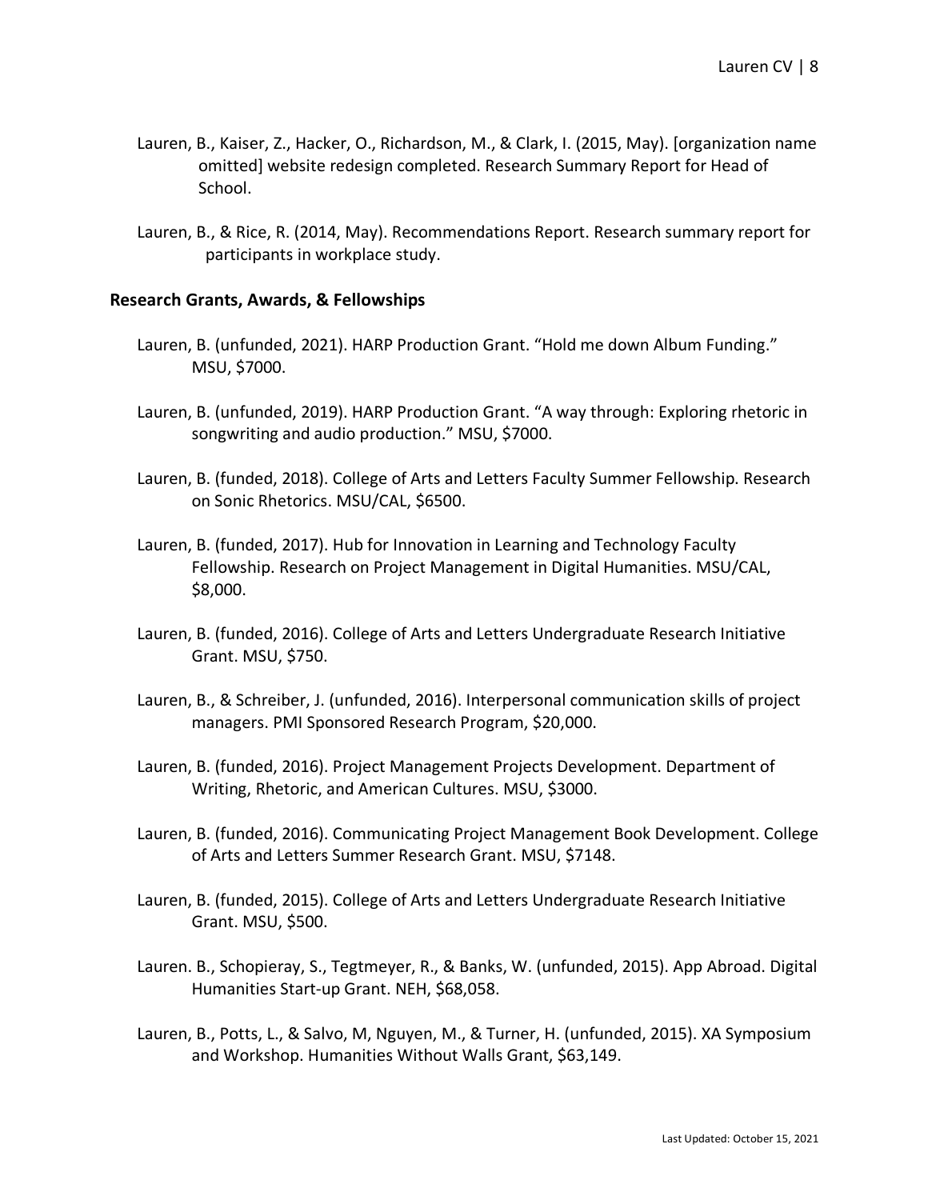Lauren, B., Kaiser, Z., Hacker, O., Richardson, M., & Clark, I. (2015, May). [organization name omitted] website redesign completed. Research Summary Report for Head of School.

Lauren, B., & Rice, R. (2014, May). Recommendations Report. Research summary report for participants in workplace study.

## Research Grants, Awards, & Fellowships

Lauren, B. (unfunded, 2021). HARP Production Grant. "Hold me down Album Funding." MSU, $7000.

Lauren, B. (unfunded, 2019). HARP Production Grant. "A way through: Exploring rhetoric in songwriting and audio production." MSU, $7000.

Lauren, B. (funded, 2018). College of Arts and Letters Faculty Summer Fellowship. Research on Sonic Rhetorics. MSU/CAL, $6500.

Lauren, B. (funded, 2017). Hub for Innovation in Learning and Technology Faculty Fellowship. Research on Project Management in Digital Humanities. MSU/CAL, $8,000.

Lauren, B. (funded, 2016). College of Arts and Letters Undergraduate Research Initiative Grant. MSU, $750.

Lauren, B., & Schreiber, J. (unfunded, 2016). Interpersonal communication skills of project managers. PMI Sponsored Research Program, $20,000.

Lauren, B. (funded, 2016). Project Management Projects Development. Department of Writing, Rhetoric, and American Cultures. MSU, $3000.

Lauren, B. (funded, 2016). Communicating Project Management Book Development. College of Arts and Letters Summer Research Grant. MSU, $7148.

Lauren, B. (funded, 2015). College of Arts and Letters Undergraduate Research Initiative Grant. MSU, $500.

Lauren. B., Schopieray, S., Tegtmeyer, R., & Banks, W. (unfunded, 2015). App Abroad. Digital Humanities Start-up Grant. NEH, $68,058.

Lauren, B., Potts, L., & Salvo, M, Nguyen, M., & Turner, H. (unfunded, 2015). XA Symposium and Workshop. Humanities Without Walls Grant, $63,149.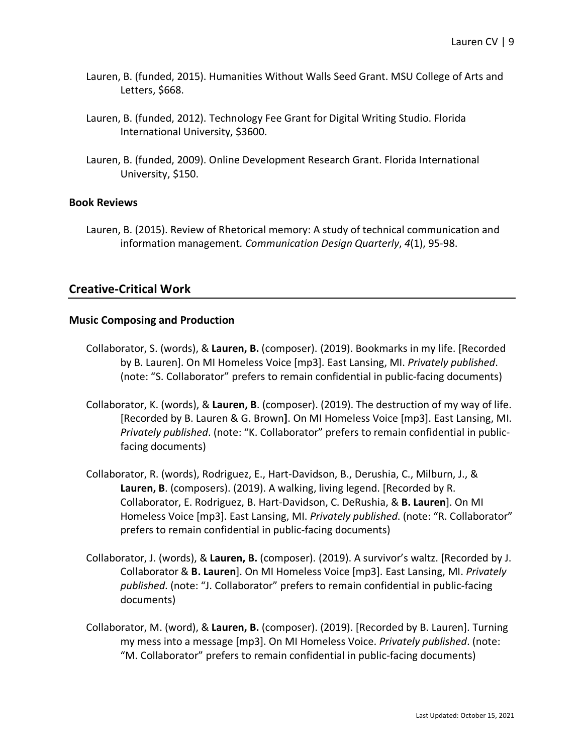Lauren, B. (funded, 2015). Humanities Without Walls Seed Grant. MSU College of Arts and Letters, $668.

Lauren, B. (funded, 2012). Technology Fee Grant for Digital Writing Studio. Florida International University, $3600.

Lauren, B. (funded, 2009). Online Development Research Grant. Florida International University, $150.

### Book Reviews

Lauren, B. (2015). Review of Rhetorical memory: A study of technical communication and information management*.* *Communication Design Quarterly*, *4*(1), 95-98.

## Creative-Critical Work

### Music Composing and Production

Collaborator, S. (words), & **Lauren, B.** (composer). (2019). Bookmarks in my life. [Recorded by B. Lauren]. On MI Homeless Voice [mp3]. East Lansing, MI. *Privately published*. (note: "S. Collaborator" prefers to remain confidential in public-facing documents)

Collaborator, K. (words), & **Lauren, B**. (composer). (2019). The destruction of my way of life. [Recorded by B. Lauren & G. Brown**]**. On MI Homeless Voice [mp3]. East Lansing, MI. *Privately published*. (note: "K. Collaborator" prefers to remain confidential in public-facing documents)

Collaborator, R. (words), Rodriguez, E., Hart-Davidson, B., Derushia, C., Milburn, J., & **Lauren, B**. (composers). (2019). A walking, living legend. [Recorded by R. Collaborator, E. Rodriguez, B. Hart-Davidson, C. DeRushia, & **B. Lauren**]. On MI Homeless Voice [mp3]. East Lansing, MI. *Privately published*. (note: "R. Collaborator" prefers to remain confidential in public-facing documents)

Collaborator, J. (words), & **Lauren, B.** (composer). (2019). A survivor's waltz. [Recorded by J. Collaborator & **B. Lauren**]. On MI Homeless Voice [mp3]. East Lansing, MI. *Privately published*. (note: "J. Collaborator" prefers to remain confidential in public-facing documents)

Collaborator, M. (word), & **Lauren, B.** (composer). (2019). [Recorded by B. Lauren]. Turning my mess into a message [mp3]. On MI Homeless Voice. *Privately published*. (note: "M. Collaborator" prefers to remain confidential in public-facing documents)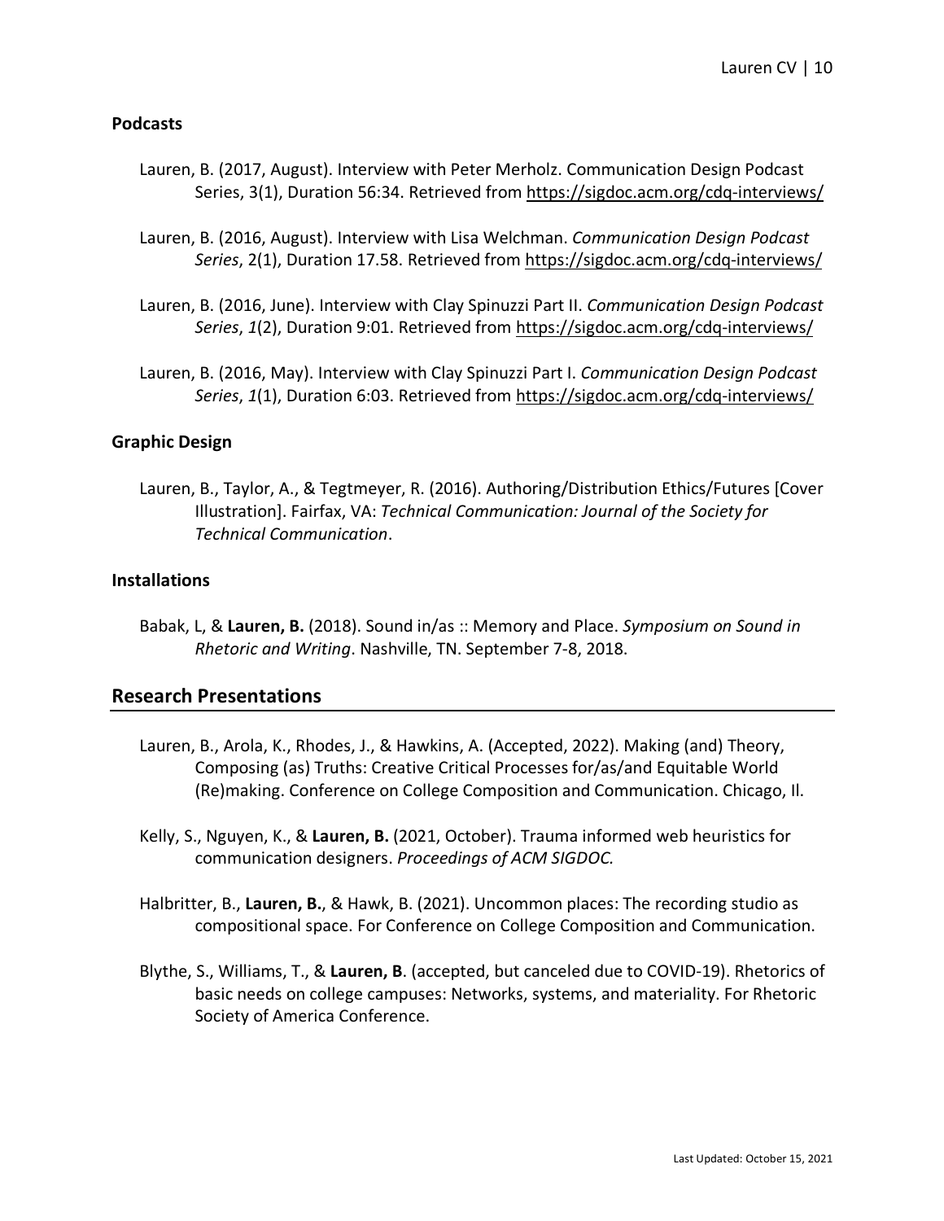### Podcasts

Lauren, B. (2017, August). Interview with Peter Merholz. Communication Design Podcast Series, 3(1), Duration 56:34. Retrieved from https://sigdoc.acm.org/cdq-interviews/

Lauren, B. (2016, August). Interview with Lisa Welchman. *Communication Design Podcast Series*, 2(1), Duration 17.58. Retrieved from https://sigdoc.acm.org/cdq-interviews/

Lauren, B. (2016, June). Interview with Clay Spinuzzi Part II. *Communication Design Podcast Series*, *1*(2), Duration 9:01. Retrieved from https://sigdoc.acm.org/cdq-interviews/

Lauren, B. (2016, May). Interview with Clay Spinuzzi Part I. *Communication Design Podcast Series*, *1*(1), Duration 6:03. Retrieved from https://sigdoc.acm.org/cdq-interviews/

### Graphic Design

Lauren, B., Taylor, A., & Tegtmeyer, R. (2016). Authoring/Distribution Ethics/Futures [Cover Illustration]. Fairfax, VA: *Technical Communication: Journal of the Society for Technical Communication*.

### Installations

Babak, L, & **Lauren, B.** (2018). Sound in/as :: Memory and Place. *Symposium on Sound in Rhetoric and Writing*. Nashville, TN. September 7-8, 2018.

## Research Presentations

Lauren, B., Arola, K., Rhodes, J., & Hawkins, A. (Accepted, 2022). Making (and) Theory, Composing (as) Truths: Creative Critical Processes for/as/and Equitable World (Re)making. Conference on College Composition and Communication. Chicago, Il.

Kelly, S., Nguyen, K., & **Lauren, B.** (2021, October). Trauma informed web heuristics for communication designers. *Proceedings of ACM SIGDOC.*

Halbritter, B., **Lauren, B.**, & Hawk, B. (2021). Uncommon places: The recording studio as compositional space. For Conference on College Composition and Communication.

Blythe, S., Williams, T., & **Lauren, B**. (accepted, but canceled due to COVID-19). Rhetorics of basic needs on college campuses: Networks, systems, and materiality. For Rhetoric Society of America Conference.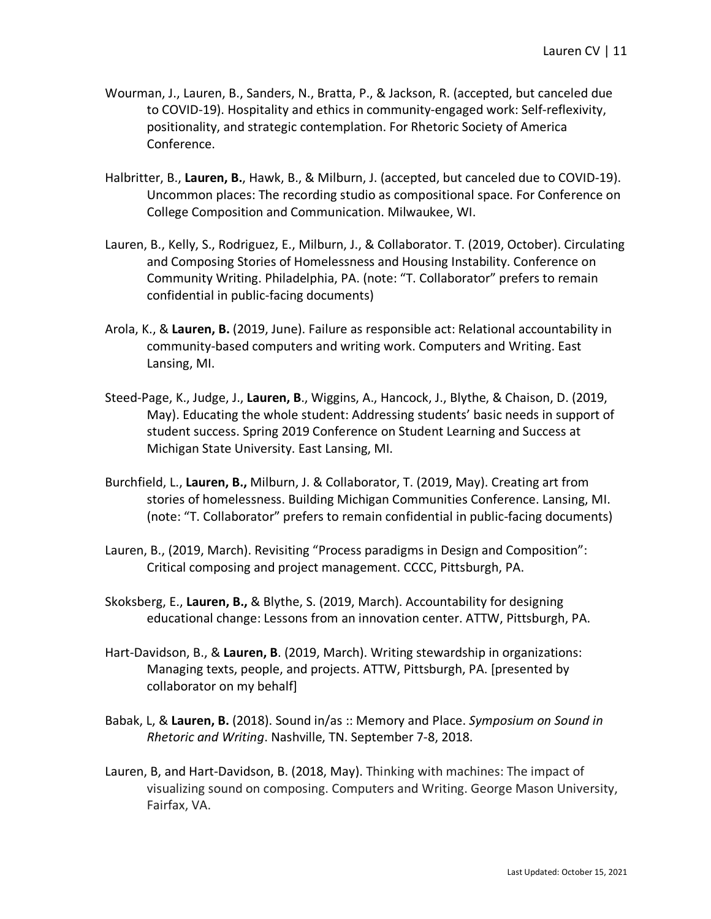Wourman, J., Lauren, B., Sanders, N., Bratta, P., & Jackson, R. (accepted, but canceled due to COVID-19). Hospitality and ethics in community-engaged work: Self-reflexivity, positionality, and strategic contemplation. For Rhetoric Society of America Conference.

Halbritter, B., **Lauren, B.**, Hawk, B., & Milburn, J. (accepted, but canceled due to COVID-19). Uncommon places: The recording studio as compositional space. For Conference on College Composition and Communication. Milwaukee, WI.

Lauren, B., Kelly, S., Rodriguez, E., Milburn, J., & Collaborator. T. (2019, October). Circulating and Composing Stories of Homelessness and Housing Instability. Conference on Community Writing. Philadelphia, PA. (note: "T. Collaborator" prefers to remain confidential in public-facing documents)

Arola, K., & **Lauren, B.** (2019, June). Failure as responsible act: Relational accountability in community-based computers and writing work. Computers and Writing. East Lansing, MI.

Steed-Page, K., Judge, J., **Lauren, B**., Wiggins, A., Hancock, J., Blythe, & Chaison, D. (2019, May). Educating the whole student: Addressing students' basic needs in support of student success. Spring 2019 Conference on Student Learning and Success at Michigan State University. East Lansing, MI.

Burchfield, L., **Lauren, B.,** Milburn, J. & Collaborator, T. (2019, May). Creating art from stories of homelessness. Building Michigan Communities Conference. Lansing, MI. (note: "T. Collaborator" prefers to remain confidential in public-facing documents)

Lauren, B., (2019, March). Revisiting "Process paradigms in Design and Composition": Critical composing and project management. CCCC, Pittsburgh, PA.

Skoksberg, E., **Lauren, B.,** & Blythe, S. (2019, March). Accountability for designing educational change: Lessons from an innovation center. ATTW, Pittsburgh, PA.

Hart-Davidson, B., & **Lauren, B**. (2019, March). Writing stewardship in organizations: Managing texts, people, and projects. ATTW, Pittsburgh, PA. [presented by collaborator on my behalf]

Babak, L, & **Lauren, B.** (2018). Sound in/as :: Memory and Place. *Symposium on Sound in Rhetoric and Writing*. Nashville, TN. September 7-8, 2018.

Lauren, B, and Hart-Davidson, B. (2018, May). Thinking with machines: The impact of visualizing sound on composing. Computers and Writing. George Mason University, Fairfax, VA.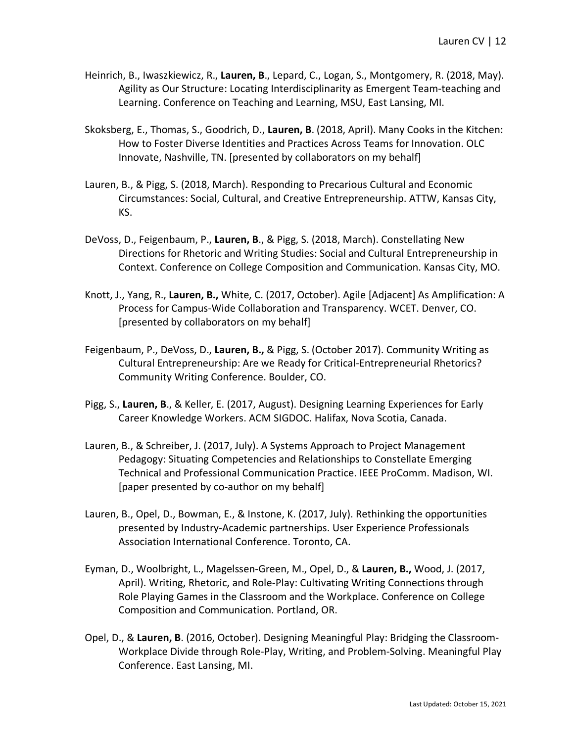Heinrich, B., Iwaszkiewicz, R., **Lauren, B**., Lepard, C., Logan, S., Montgomery, R. (2018, May). Agility as Our Structure: Locating Interdisciplinarity as Emergent Team-teaching and Learning. Conference on Teaching and Learning, MSU, East Lansing, MI.

Skoksberg, E., Thomas, S., Goodrich, D., **Lauren, B**. (2018, April). Many Cooks in the Kitchen: How to Foster Diverse Identities and Practices Across Teams for Innovation. OLC Innovate, Nashville, TN. [presented by collaborators on my behalf]

Lauren, B., & Pigg, S. (2018, March). Responding to Precarious Cultural and Economic Circumstances: Social, Cultural, and Creative Entrepreneurship. ATTW, Kansas City, KS.

DeVoss, D., Feigenbaum, P., **Lauren, B**., & Pigg, S. (2018, March). Constellating New Directions for Rhetoric and Writing Studies: Social and Cultural Entrepreneurship in Context. Conference on College Composition and Communication. Kansas City, MO.

Knott, J., Yang, R., **Lauren, B.,** White, C. (2017, October). Agile [Adjacent] As Amplification: A Process for Campus-Wide Collaboration and Transparency. WCET. Denver, CO. [presented by collaborators on my behalf]

Feigenbaum, P., DeVoss, D., **Lauren, B.,** & Pigg, S. (October 2017). Community Writing as Cultural Entrepreneurship: Are we Ready for Critical-Entrepreneurial Rhetorics? Community Writing Conference. Boulder, CO.

Pigg, S., **Lauren, B**., & Keller, E. (2017, August). Designing Learning Experiences for Early Career Knowledge Workers. ACM SIGDOC. Halifax, Nova Scotia, Canada.

Lauren, B., & Schreiber, J. (2017, July). A Systems Approach to Project Management Pedagogy: Situating Competencies and Relationships to Constellate Emerging Technical and Professional Communication Practice. IEEE ProComm. Madison, WI. [paper presented by co-author on my behalf]

Lauren, B., Opel, D., Bowman, E., & Instone, K. (2017, July). Rethinking the opportunities presented by Industry-Academic partnerships. User Experience Professionals Association International Conference. Toronto, CA.

Eyman, D., Woolbright, L., Magelssen-Green, M., Opel, D., & **Lauren, B.,** Wood, J. (2017, April). Writing, Rhetoric, and Role-Play: Cultivating Writing Connections through Role Playing Games in the Classroom and the Workplace. Conference on College Composition and Communication. Portland, OR.

Opel, D., & **Lauren, B**. (2016, October). Designing Meaningful Play: Bridging the Classroom-Workplace Divide through Role-Play, Writing, and Problem-Solving. Meaningful Play Conference. East Lansing, MI.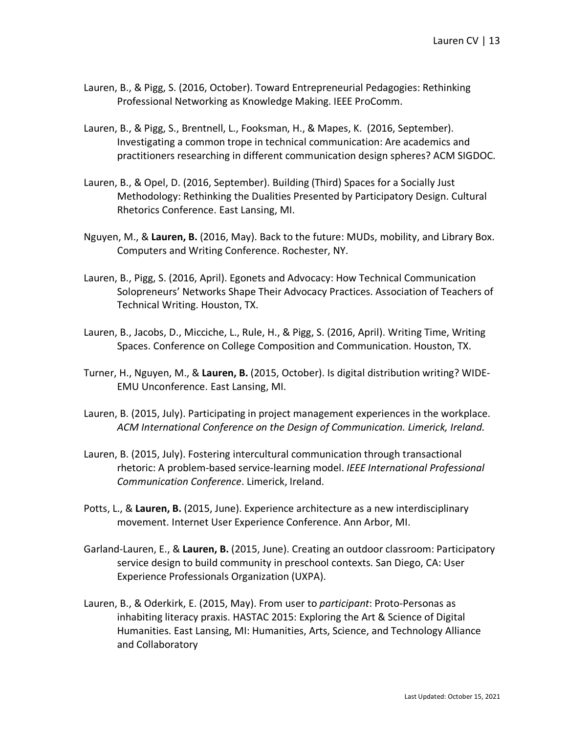Lauren, B., & Pigg, S. (2016, October). Toward Entrepreneurial Pedagogies: Rethinking Professional Networking as Knowledge Making. IEEE ProComm.

Lauren, B., & Pigg, S., Brentnell, L., Fooksman, H., & Mapes, K. (2016, September). Investigating a common trope in technical communication: Are academics and practitioners researching in different communication design spheres? ACM SIGDOC.

Lauren, B., & Opel, D. (2016, September). Building (Third) Spaces for a Socially Just Methodology: Rethinking the Dualities Presented by Participatory Design. Cultural Rhetorics Conference. East Lansing, MI.

Nguyen, M., & **Lauren, B.** (2016, May). Back to the future: MUDs, mobility, and Library Box. Computers and Writing Conference. Rochester, NY.

Lauren, B., Pigg, S. (2016, April). Egonets and Advocacy: How Technical Communication Solopreneurs' Networks Shape Their Advocacy Practices. Association of Teachers of Technical Writing. Houston, TX.

Lauren, B., Jacobs, D., Micciche, L., Rule, H., & Pigg, S. (2016, April). Writing Time, Writing Spaces. Conference on College Composition and Communication. Houston, TX.

Turner, H., Nguyen, M., & **Lauren, B.** (2015, October). Is digital distribution writing? WIDE-EMU Unconference. East Lansing, MI.

Lauren, B. (2015, July). Participating in project management experiences in the workplace. *ACM International Conference on the Design of Communication. Limerick, Ireland.*

Lauren, B. (2015, July). Fostering intercultural communication through transactional rhetoric: A problem-based service-learning model. *IEEE International Professional Communication Conference*. Limerick, Ireland.

Potts, L., & **Lauren, B.** (2015, June). Experience architecture as a new interdisciplinary movement. Internet User Experience Conference. Ann Arbor, MI.

Garland-Lauren, E., & **Lauren, B.** (2015, June). Creating an outdoor classroom: Participatory service design to build community in preschool contexts. San Diego, CA: User Experience Professionals Organization (UXPA).

Lauren, B., & Oderkirk, E. (2015, May). From user to *participant*: Proto-Personas as inhabiting literacy praxis. HASTAC 2015: Exploring the Art & Science of Digital Humanities. East Lansing, MI: Humanities, Arts, Science, and Technology Alliance and Collaboratory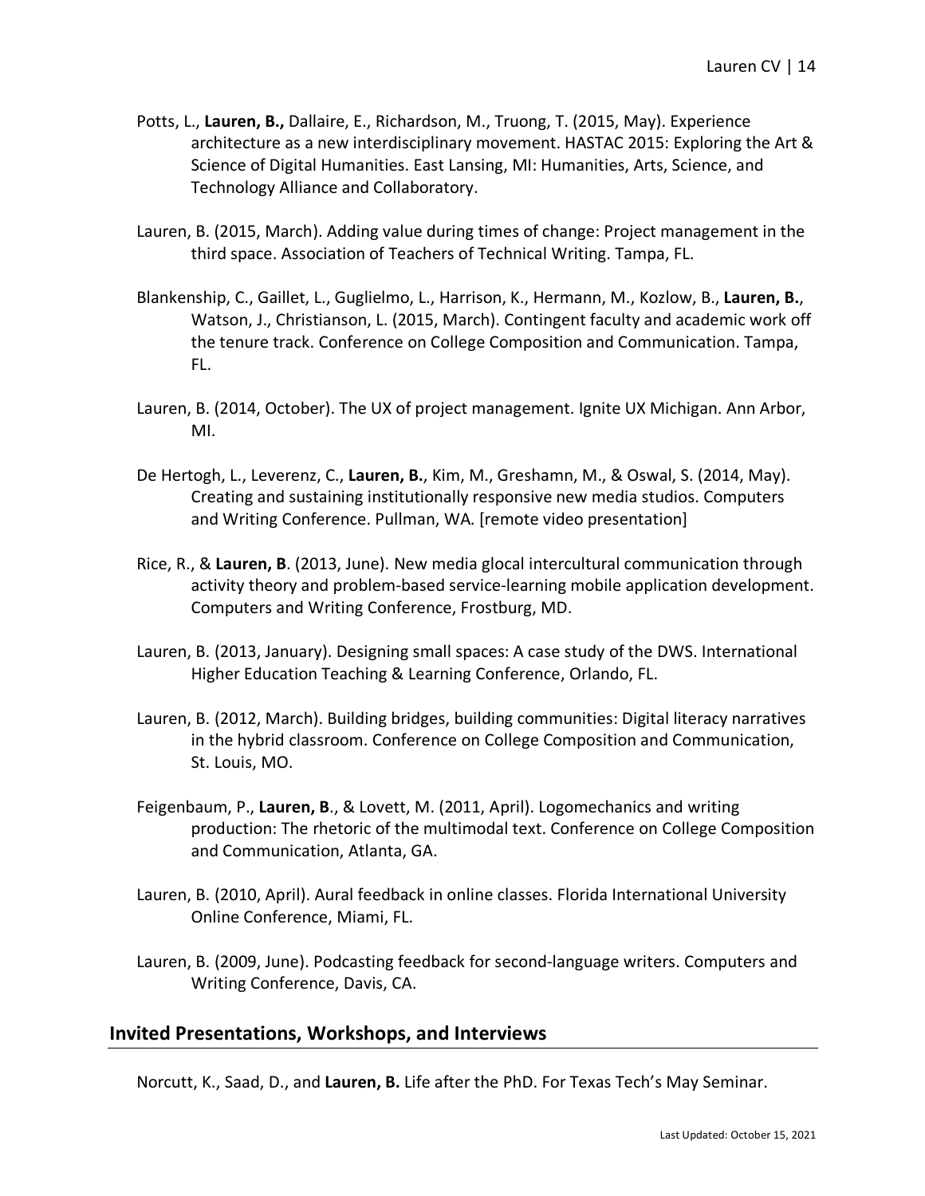Potts, L., **Lauren, B.,** Dallaire, E., Richardson, M., Truong, T. (2015, May). Experience architecture as a new interdisciplinary movement. HASTAC 2015: Exploring the Art & Science of Digital Humanities. East Lansing, MI: Humanities, Arts, Science, and Technology Alliance and Collaboratory.

Lauren, B. (2015, March). Adding value during times of change: Project management in the third space. Association of Teachers of Technical Writing. Tampa, FL.

Blankenship, C., Gaillet, L., Guglielmo, L., Harrison, K., Hermann, M., Kozlow, B., **Lauren, B.**, Watson, J., Christianson, L. (2015, March). Contingent faculty and academic work off the tenure track. Conference on College Composition and Communication. Tampa, FL.

Lauren, B. (2014, October). The UX of project management. Ignite UX Michigan. Ann Arbor, MI.

De Hertogh, L., Leverenz, C., **Lauren, B.**, Kim, M., Greshamn, M., & Oswal, S. (2014, May). Creating and sustaining institutionally responsive new media studios. Computers and Writing Conference. Pullman, WA. [remote video presentation]

Rice, R., & **Lauren, B**. (2013, June). New media glocal intercultural communication through activity theory and problem-based service-learning mobile application development. Computers and Writing Conference, Frostburg, MD.

Lauren, B. (2013, January). Designing small spaces: A case study of the DWS. International Higher Education Teaching & Learning Conference, Orlando, FL.

Lauren, B. (2012, March). Building bridges, building communities: Digital literacy narratives in the hybrid classroom. Conference on College Composition and Communication, St. Louis, MO.

Feigenbaum, P., **Lauren, B**., & Lovett, M. (2011, April). Logomechanics and writing production: The rhetoric of the multimodal text. Conference on College Composition and Communication, Atlanta, GA.

Lauren, B. (2010, April). Aural feedback in online classes. Florida International University Online Conference, Miami, FL.

Lauren, B. (2009, June). Podcasting feedback for second-language writers. Computers and Writing Conference, Davis, CA.

## Invited Presentations, Workshops, and Interviews

Norcutt, K., Saad, D., and **Lauren, B.** Life after the PhD. For Texas Tech's May Seminar.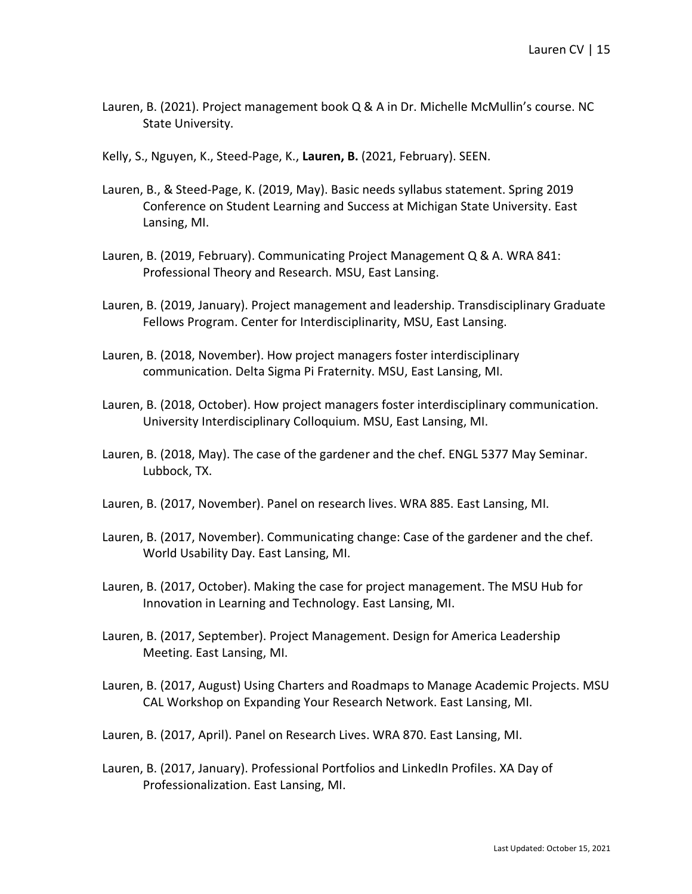Lauren, B. (2021). Project management book Q & A in Dr. Michelle McMullin's course. NC State University.

Kelly, S., Nguyen, K., Steed-Page, K., **Lauren, B.** (2021, February). SEEN.

Lauren, B., & Steed-Page, K. (2019, May). Basic needs syllabus statement. Spring 2019 Conference on Student Learning and Success at Michigan State University. East Lansing, MI.

Lauren, B. (2019, February). Communicating Project Management Q & A. WRA 841: Professional Theory and Research. MSU, East Lansing.

Lauren, B. (2019, January). Project management and leadership. Transdisciplinary Graduate Fellows Program. Center for Interdisciplinarity, MSU, East Lansing.

Lauren, B. (2018, November). How project managers foster interdisciplinary communication. Delta Sigma Pi Fraternity. MSU, East Lansing, MI.

Lauren, B. (2018, October). How project managers foster interdisciplinary communication. University Interdisciplinary Colloquium. MSU, East Lansing, MI.

Lauren, B. (2018, May). The case of the gardener and the chef. ENGL 5377 May Seminar. Lubbock, TX.

Lauren, B. (2017, November). Panel on research lives. WRA 885. East Lansing, MI.

Lauren, B. (2017, November). Communicating change: Case of the gardener and the chef. World Usability Day. East Lansing, MI.

Lauren, B. (2017, October). Making the case for project management. The MSU Hub for Innovation in Learning and Technology. East Lansing, MI.

Lauren, B. (2017, September). Project Management. Design for America Leadership Meeting. East Lansing, MI.

Lauren, B. (2017, August) Using Charters and Roadmaps to Manage Academic Projects. MSU CAL Workshop on Expanding Your Research Network. East Lansing, MI.

Lauren, B. (2017, April). Panel on Research Lives. WRA 870. East Lansing, MI.

Lauren, B. (2017, January). Professional Portfolios and LinkedIn Profiles. XA Day of Professionalization. East Lansing, MI.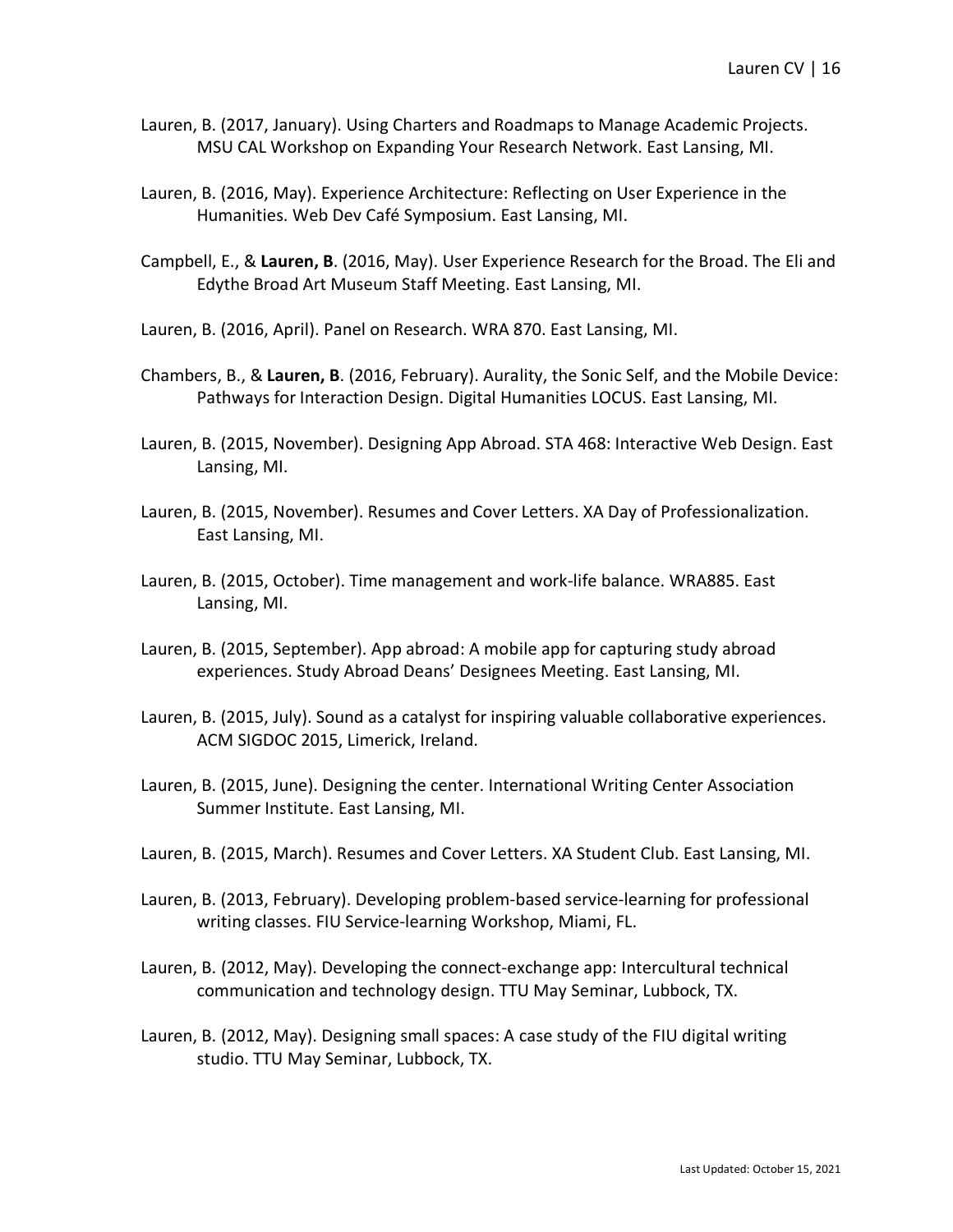Lauren, B. (2017, January). Using Charters and Roadmaps to Manage Academic Projects. MSU CAL Workshop on Expanding Your Research Network. East Lansing, MI.

Lauren, B. (2016, May). Experience Architecture: Reflecting on User Experience in the Humanities. Web Dev Café Symposium. East Lansing, MI.

Campbell, E., & **Lauren, B**. (2016, May). User Experience Research for the Broad. The Eli and Edythe Broad Art Museum Staff Meeting. East Lansing, MI.

Lauren, B. (2016, April). Panel on Research. WRA 870. East Lansing, MI.

Chambers, B., & **Lauren, B**. (2016, February). Aurality, the Sonic Self, and the Mobile Device: Pathways for Interaction Design. Digital Humanities LOCUS. East Lansing, MI.

Lauren, B. (2015, November). Designing App Abroad. STA 468: Interactive Web Design. East Lansing, MI.

Lauren, B. (2015, November). Resumes and Cover Letters. XA Day of Professionalization. East Lansing, MI.

Lauren, B. (2015, October). Time management and work-life balance. WRA885. East Lansing, MI.

Lauren, B. (2015, September). App abroad: A mobile app for capturing study abroad experiences. Study Abroad Deans' Designees Meeting. East Lansing, MI.

Lauren, B. (2015, July). Sound as a catalyst for inspiring valuable collaborative experiences. ACM SIGDOC 2015, Limerick, Ireland.

Lauren, B. (2015, June). Designing the center. International Writing Center Association Summer Institute. East Lansing, MI.

Lauren, B. (2015, March). Resumes and Cover Letters. XA Student Club. East Lansing, MI.

Lauren, B. (2013, February). Developing problem-based service-learning for professional writing classes. FIU Service-learning Workshop, Miami, FL.

Lauren, B. (2012, May). Developing the connect-exchange app: Intercultural technical communication and technology design. TTU May Seminar, Lubbock, TX.

Lauren, B. (2012, May). Designing small spaces: A case study of the FIU digital writing studio. TTU May Seminar, Lubbock, TX.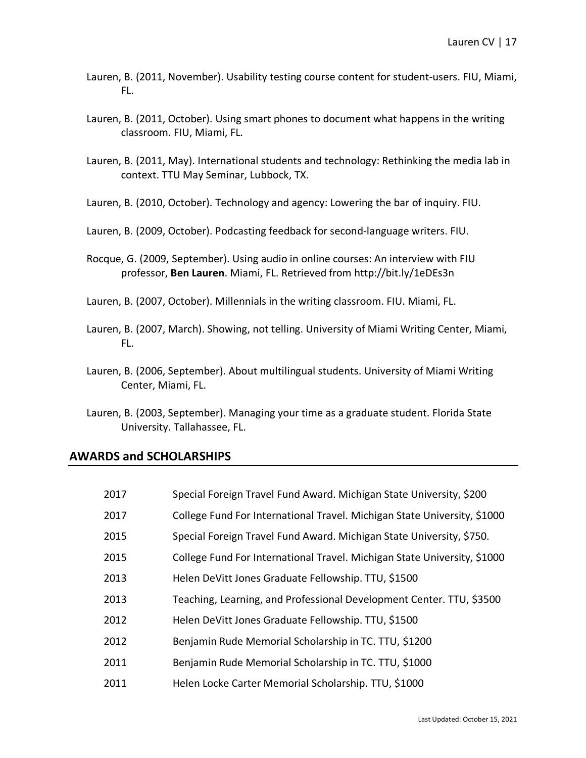Lauren, B. (2011, November). Usability testing course content for student-users. FIU, Miami, FL.

Lauren, B. (2011, October). Using smart phones to document what happens in the writing classroom. FIU, Miami, FL.

Lauren, B. (2011, May). International students and technology: Rethinking the media lab in context. TTU May Seminar, Lubbock, TX.

Lauren, B. (2010, October). Technology and agency: Lowering the bar of inquiry. FIU.

Lauren, B. (2009, October). Podcasting feedback for second-language writers. FIU.

Rocque, G. (2009, September). Using audio in online courses: An interview with FIU professor, **Ben Lauren**. Miami, FL. Retrieved from http://bit.ly/1eDEs3n

Lauren, B. (2007, October). Millennials in the writing classroom. FIU. Miami, FL.

Lauren, B. (2007, March). Showing, not telling. University of Miami Writing Center, Miami, FL.

Lauren, B. (2006, September). About multilingual students. University of Miami Writing Center, Miami, FL.

Lauren, B. (2003, September). Managing your time as a graduate student. Florida State University. Tallahassee, FL.

## AWARDS and SCHOLARSHIPS

| | |
|---|---|
| 2017 | Special Foreign Travel Fund Award. Michigan State University, $200 |
| 2017 | College Fund For International Travel. Michigan State University, $1000 |
| 2015 | Special Foreign Travel Fund Award. Michigan State University, $750. |
| 2015 | College Fund For International Travel. Michigan State University, $1000 |
| 2013 | Helen DeVitt Jones Graduate Fellowship. TTU, $1500 |
| 2013 | Teaching, Learning, and Professional Development Center. TTU, $3500 |
| 2012 | Helen DeVitt Jones Graduate Fellowship. TTU, $1500 |
| 2012 | Benjamin Rude Memorial Scholarship in TC. TTU, $1200 |
| 2011 | Benjamin Rude Memorial Scholarship in TC. TTU, $1000 |
| 2011 | Helen Locke Carter Memorial Scholarship. TTU, $1000 |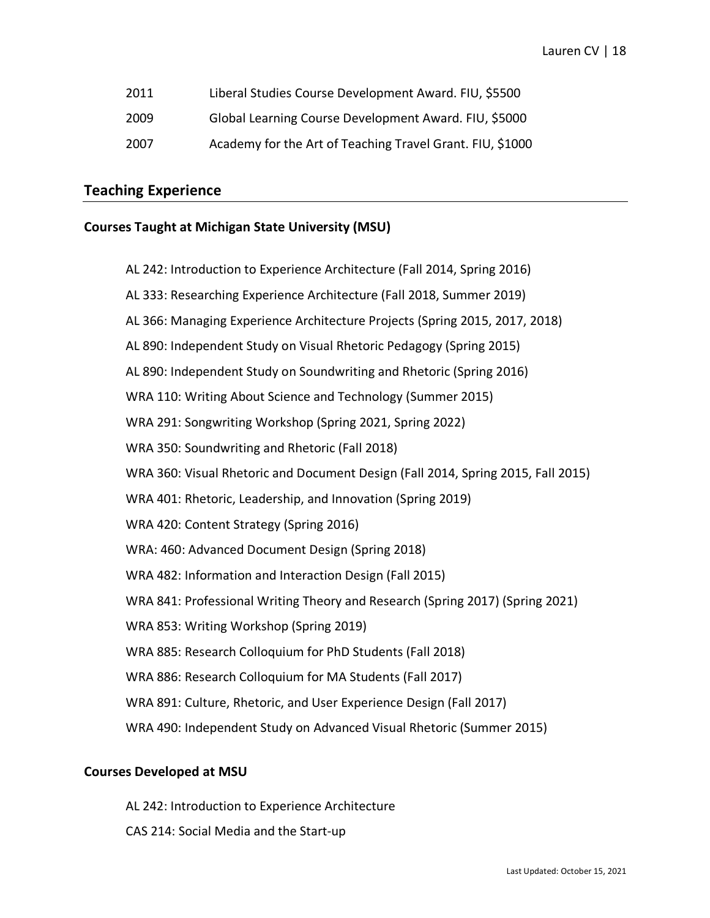| | |
|---|---|
| 2011 | Liberal Studies Course Development Award. FIU, $5500 |
| 2009 | Global Learning Course Development Award. FIU, $5000 |
| 2007 | Academy for the Art of Teaching Travel Grant. FIU, $1000 |

## Teaching Experience

### Courses Taught at Michigan State University (MSU)

AL 242: Introduction to Experience Architecture (Fall 2014, Spring 2016)

AL 333: Researching Experience Architecture (Fall 2018, Summer 2019)

AL 366: Managing Experience Architecture Projects (Spring 2015, 2017, 2018)

AL 890: Independent Study on Visual Rhetoric Pedagogy (Spring 2015)

AL 890: Independent Study on Soundwriting and Rhetoric (Spring 2016)

WRA 110: Writing About Science and Technology (Summer 2015)

WRA 291: Songwriting Workshop (Spring 2021, Spring 2022)

WRA 350: Soundwriting and Rhetoric (Fall 2018)

WRA 360: Visual Rhetoric and Document Design (Fall 2014, Spring 2015, Fall 2015)

WRA 401: Rhetoric, Leadership, and Innovation (Spring 2019)

WRA 420: Content Strategy (Spring 2016)

WRA: 460: Advanced Document Design (Spring 2018)

WRA 482: Information and Interaction Design (Fall 2015)

WRA 841: Professional Writing Theory and Research (Spring 2017) (Spring 2021)

WRA 853: Writing Workshop (Spring 2019)

WRA 885: Research Colloquium for PhD Students (Fall 2018)

WRA 886: Research Colloquium for MA Students (Fall 2017)

WRA 891: Culture, Rhetoric, and User Experience Design (Fall 2017)

WRA 490: Independent Study on Advanced Visual Rhetoric (Summer 2015)

### Courses Developed at MSU

AL 242: Introduction to Experience Architecture

CAS 214: Social Media and the Start-up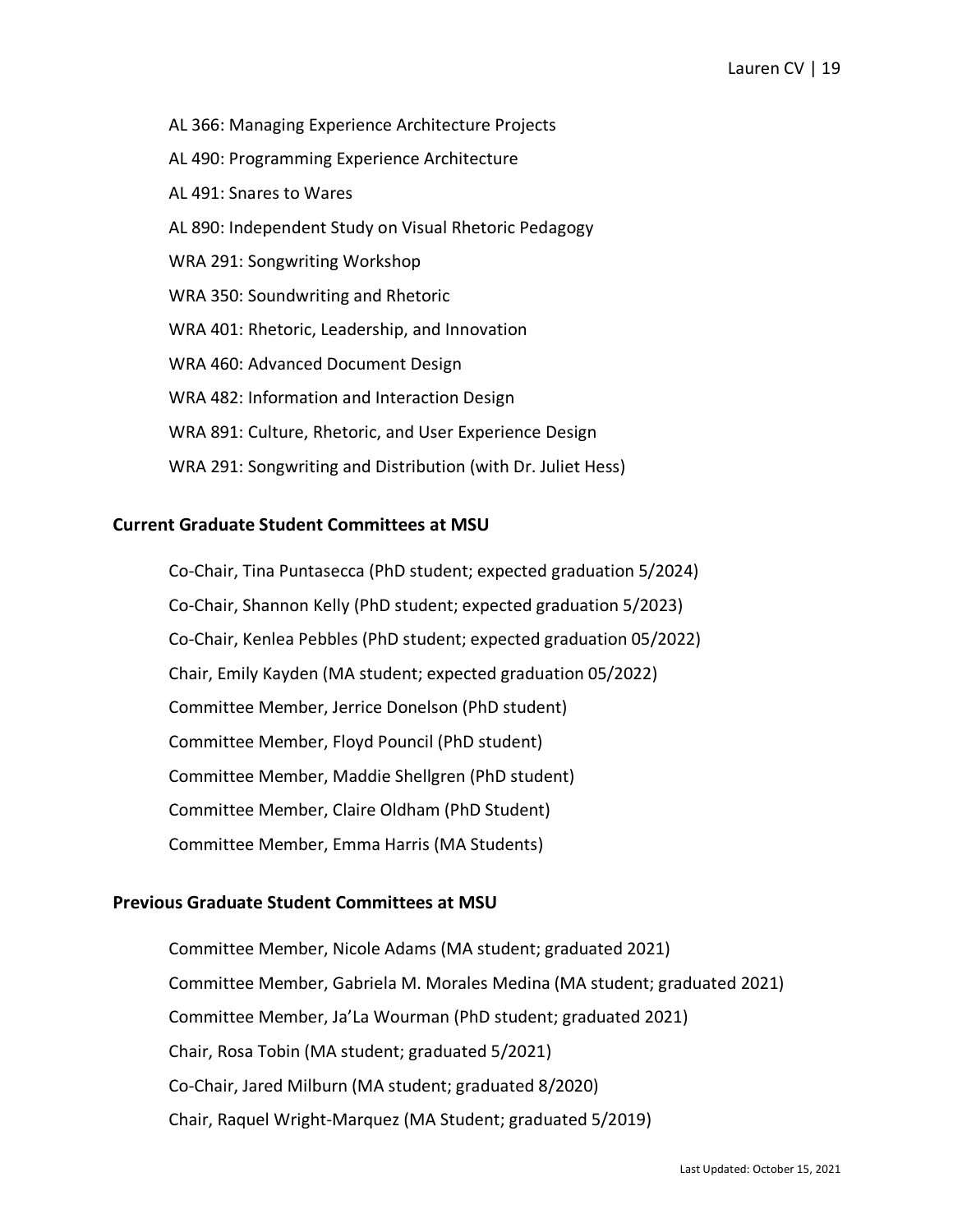AL 366: Managing Experience Architecture Projects

AL 490: Programming Experience Architecture

AL 491: Snares to Wares

AL 890: Independent Study on Visual Rhetoric Pedagogy

WRA 291: Songwriting Workshop

WRA 350: Soundwriting and Rhetoric

WRA 401: Rhetoric, Leadership, and Innovation

WRA 460: Advanced Document Design

WRA 482: Information and Interaction Design

WRA 891: Culture, Rhetoric, and User Experience Design

WRA 291: Songwriting and Distribution (with Dr. Juliet Hess)

**Current Graduate Student Committees at MSU**

Co-Chair, Tina Puntasecca (PhD student; expected graduation 5/2024)

Co-Chair, Shannon Kelly (PhD student; expected graduation 5/2023)

Co-Chair, Kenlea Pebbles (PhD student; expected graduation 05/2022)

Chair, Emily Kayden (MA student; expected graduation 05/2022)

Committee Member, Jerrice Donelson (PhD student)

Committee Member, Floyd Pouncil (PhD student)

Committee Member, Maddie Shellgren (PhD student)

Committee Member, Claire Oldham (PhD Student)

Committee Member, Emma Harris (MA Students)

**Previous Graduate Student Committees at MSU**

Committee Member, Nicole Adams (MA student; graduated 2021)

Committee Member, Gabriela M. Morales Medina (MA student; graduated 2021)

Committee Member, Ja'La Wourman (PhD student; graduated 2021)

Chair, Rosa Tobin (MA student; graduated 5/2021)

Co-Chair, Jared Milburn (MA student; graduated 8/2020)

Chair, Raquel Wright-Marquez (MA Student; graduated 5/2019)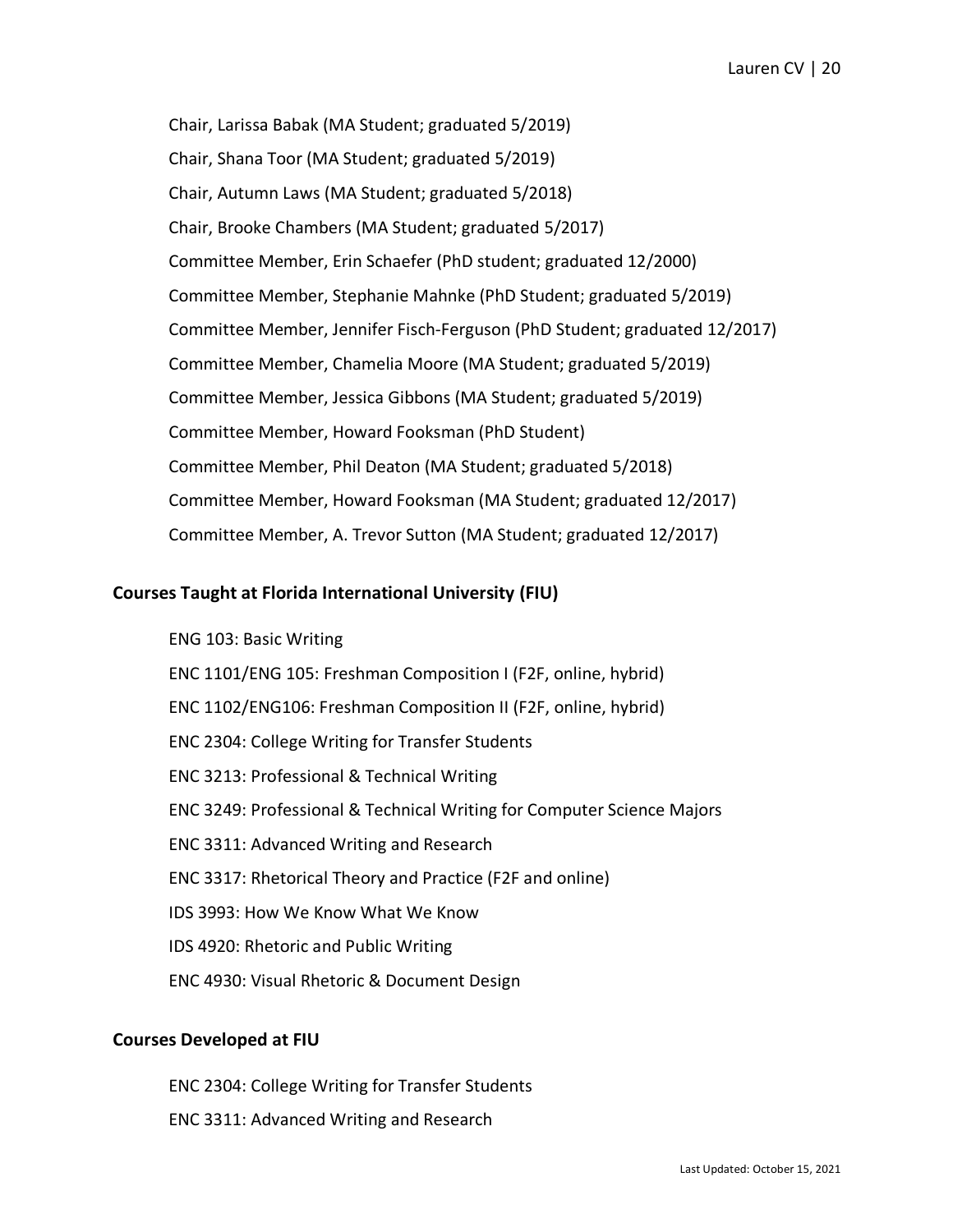Chair, Larissa Babak (MA Student; graduated 5/2019)

Chair, Shana Toor (MA Student; graduated 5/2019)

Chair, Autumn Laws (MA Student; graduated 5/2018)

Chair, Brooke Chambers (MA Student; graduated 5/2017)

Committee Member, Erin Schaefer (PhD student; graduated 12/2000)

Committee Member, Stephanie Mahnke (PhD Student; graduated 5/2019)

Committee Member, Jennifer Fisch-Ferguson (PhD Student; graduated 12/2017)

Committee Member, Chamelia Moore (MA Student; graduated 5/2019)

Committee Member, Jessica Gibbons (MA Student; graduated 5/2019)

Committee Member, Howard Fooksman (PhD Student)

Committee Member, Phil Deaton (MA Student; graduated 5/2018)

Committee Member, Howard Fooksman (MA Student; graduated 12/2017)

Committee Member, A. Trevor Sutton (MA Student; graduated 12/2017)

## Courses Taught at Florida International University (FIU)

ENG 103: Basic Writing

ENC 1101/ENG 105: Freshman Composition I (F2F, online, hybrid)

ENC 1102/ENG106: Freshman Composition II (F2F, online, hybrid)

ENC 2304: College Writing for Transfer Students

ENC 3213: Professional & Technical Writing

ENC 3249: Professional & Technical Writing for Computer Science Majors

ENC 3311: Advanced Writing and Research

ENC 3317: Rhetorical Theory and Practice (F2F and online)

IDS 3993: How We Know What We Know

IDS 4920: Rhetoric and Public Writing

ENC 4930: Visual Rhetoric & Document Design

## Courses Developed at FIU

ENC 2304: College Writing for Transfer Students

ENC 3311: Advanced Writing and Research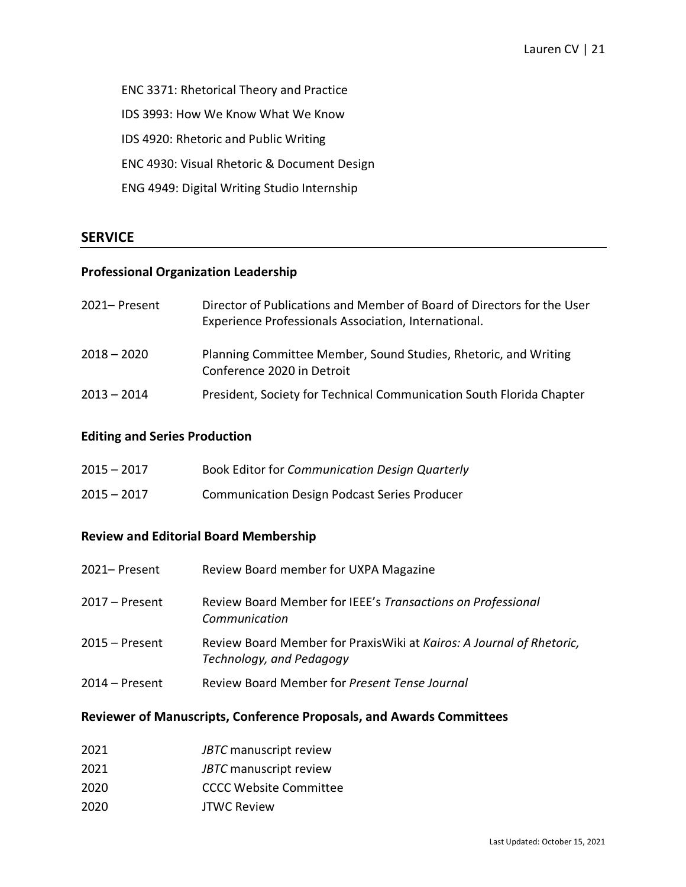ENC 3371: Rhetorical Theory and Practice

IDS 3993: How We Know What We Know

IDS 4920: Rhetoric and Public Writing

ENC 4930: Visual Rhetoric & Document Design

ENG 4949: Digital Writing Studio Internship

## SERVICE

### Professional Organization Leadership

2021– Present — Director of Publications and Member of Board of Directors for the User Experience Professionals Association, International.

2018 – 2020 — Planning Committee Member, Sound Studies, Rhetoric, and Writing Conference 2020 in Detroit

2013 – 2014 — President, Society for Technical Communication South Florida Chapter

### Editing and Series Production

2015 – 2017 — Book Editor for *Communication Design Quarterly*

2015 – 2017 — Communication Design Podcast Series Producer

### Review and Editorial Board Membership

2021– Present — Review Board member for UXPA Magazine

2017 – Present — Review Board Member for IEEE's *Transactions on Professional Communication*

2015 – Present — Review Board Member for PraxisWiki at *Kairos: A Journal of Rhetoric, Technology, and Pedagogy*

2014 – Present — Review Board Member for *Present Tense Journal*

### Reviewer of Manuscripts, Conference Proposals, and Awards Committees

2021 — *JBTC* manuscript review

2021 — *JBTC* manuscript review

2020 — CCCC Website Committee

2020 — JTWC Review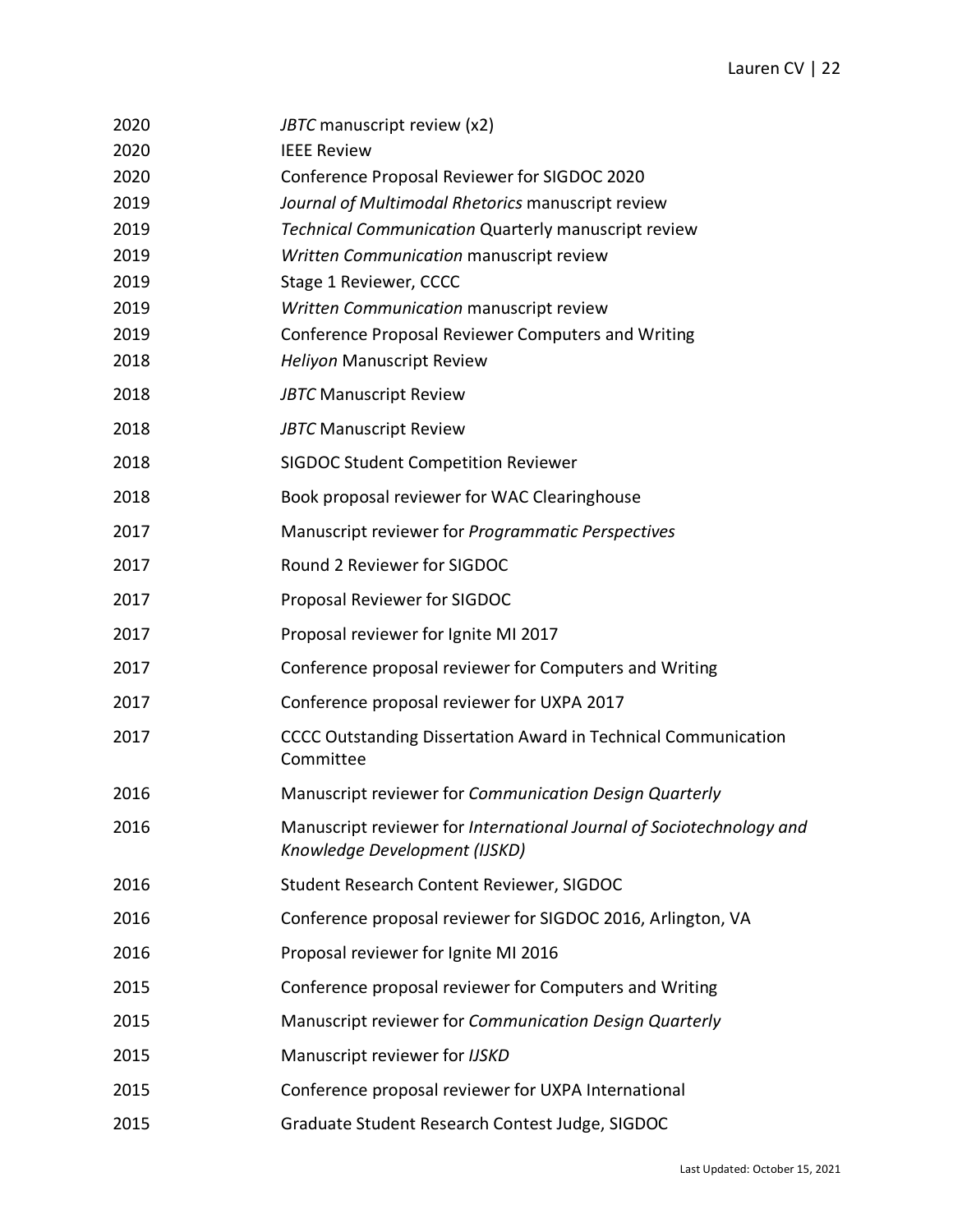2020 *JBTC* manuscript review (x2)

2020 IEEE Review

2020 Conference Proposal Reviewer for SIGDOC 2020

2019 *Journal of Multimodal Rhetorics* manuscript review

2019 *Technical Communication* Quarterly manuscript review

2019 *Written Communication* manuscript review

2019 Stage 1 Reviewer, CCCC

2019 *Written Communication* manuscript review

2019 Conference Proposal Reviewer Computers and Writing

2018 *Heliyon* Manuscript Review

2018 *JBTC* Manuscript Review

2018 *JBTC* Manuscript Review

2018 SIGDOC Student Competition Reviewer

2018 Book proposal reviewer for WAC Clearinghouse

2017 Manuscript reviewer for *Programmatic Perspectives*

2017 Round 2 Reviewer for SIGDOC

2017 Proposal Reviewer for SIGDOC

2017 Proposal reviewer for Ignite MI 2017

2017 Conference proposal reviewer for Computers and Writing

2017 Conference proposal reviewer for UXPA 2017

2017 CCCC Outstanding Dissertation Award in Technical Communication Committee

2016 Manuscript reviewer for *Communication Design Quarterly*

2016 Manuscript reviewer for *International Journal of Sociotechnology and Knowledge Development (IJSKD)*

2016 Student Research Content Reviewer, SIGDOC

2016 Conference proposal reviewer for SIGDOC 2016, Arlington, VA

2016 Proposal reviewer for Ignite MI 2016

2015 Conference proposal reviewer for Computers and Writing

2015 Manuscript reviewer for *Communication Design Quarterly*

2015 Manuscript reviewer for *IJSKD*

2015 Conference proposal reviewer for UXPA International

2015 Graduate Student Research Contest Judge, SIGDOC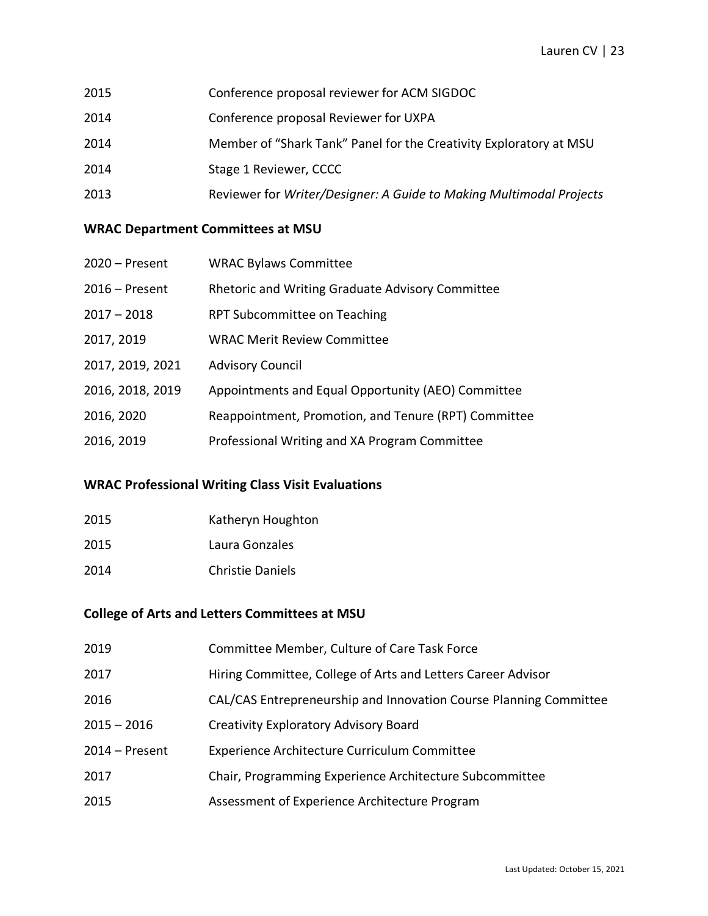2015 Conference proposal reviewer for ACM SIGDOC

2014 Conference proposal Reviewer for UXPA

2014 Member of "Shark Tank" Panel for the Creativity Exploratory at MSU

2014 Stage 1 Reviewer, CCCC

2013 Reviewer for *Writer/Designer: A Guide to Making Multimodal Projects*

**WRAC Department Committees at MSU**

2020 – Present WRAC Bylaws Committee

2016 – Present Rhetoric and Writing Graduate Advisory Committee

2017 – 2018 RPT Subcommittee on Teaching

2017, 2019 WRAC Merit Review Committee

2017, 2019, 2021 Advisory Council

2016, 2018, 2019 Appointments and Equal Opportunity (AEO) Committee

2016, 2020 Reappointment, Promotion, and Tenure (RPT) Committee

2016, 2019 Professional Writing and XA Program Committee

**WRAC Professional Writing Class Visit Evaluations**

2015 Katheryn Houghton

2015 Laura Gonzales

2014 Christie Daniels

**College of Arts and Letters Committees at MSU**

2019 Committee Member, Culture of Care Task Force

2017 Hiring Committee, College of Arts and Letters Career Advisor

2016 CAL/CAS Entrepreneurship and Innovation Course Planning Committee

2015 – 2016 Creativity Exploratory Advisory Board

2014 – Present Experience Architecture Curriculum Committee

2017 Chair, Programming Experience Architecture Subcommittee

2015 Assessment of Experience Architecture Program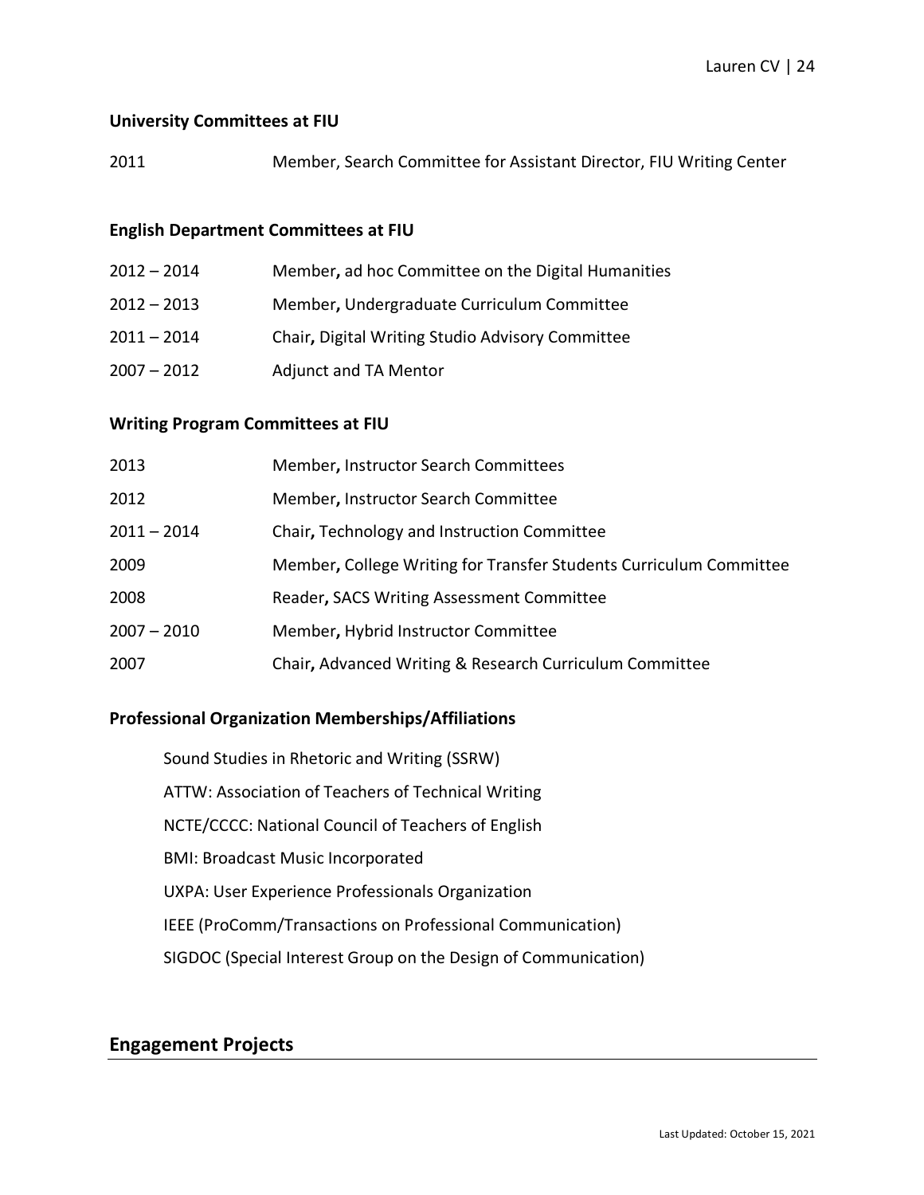### University Committees at FIU

2011 Member, Search Committee for Assistant Director, FIU Writing Center

### English Department Committees at FIU

2012 – 2014 Member**,** ad hoc Committee on the Digital Humanities

2012 – 2013 Member**,** Undergraduate Curriculum Committee

2011 – 2014 Chair**,** Digital Writing Studio Advisory Committee

2007 – 2012 Adjunct and TA Mentor

### Writing Program Committees at FIU

2013 Member**,** Instructor Search Committees

2012 Member**,** Instructor Search Committee

2011 – 2014 Chair**,** Technology and Instruction Committee

2009 Member**,** College Writing for Transfer Students Curriculum Committee

2008 Reader**,** SACS Writing Assessment Committee

2007 – 2010 Member**,** Hybrid Instructor Committee

2007 Chair**,** Advanced Writing & Research Curriculum Committee

### Professional Organization Memberships/Affiliations

Sound Studies in Rhetoric and Writing (SSRW)

ATTW: Association of Teachers of Technical Writing

NCTE/CCCC: National Council of Teachers of English

BMI: Broadcast Music Incorporated

UXPA: User Experience Professionals Organization

IEEE (ProComm/Transactions on Professional Communication)

SIGDOC (Special Interest Group on the Design of Communication)

## Engagement Projects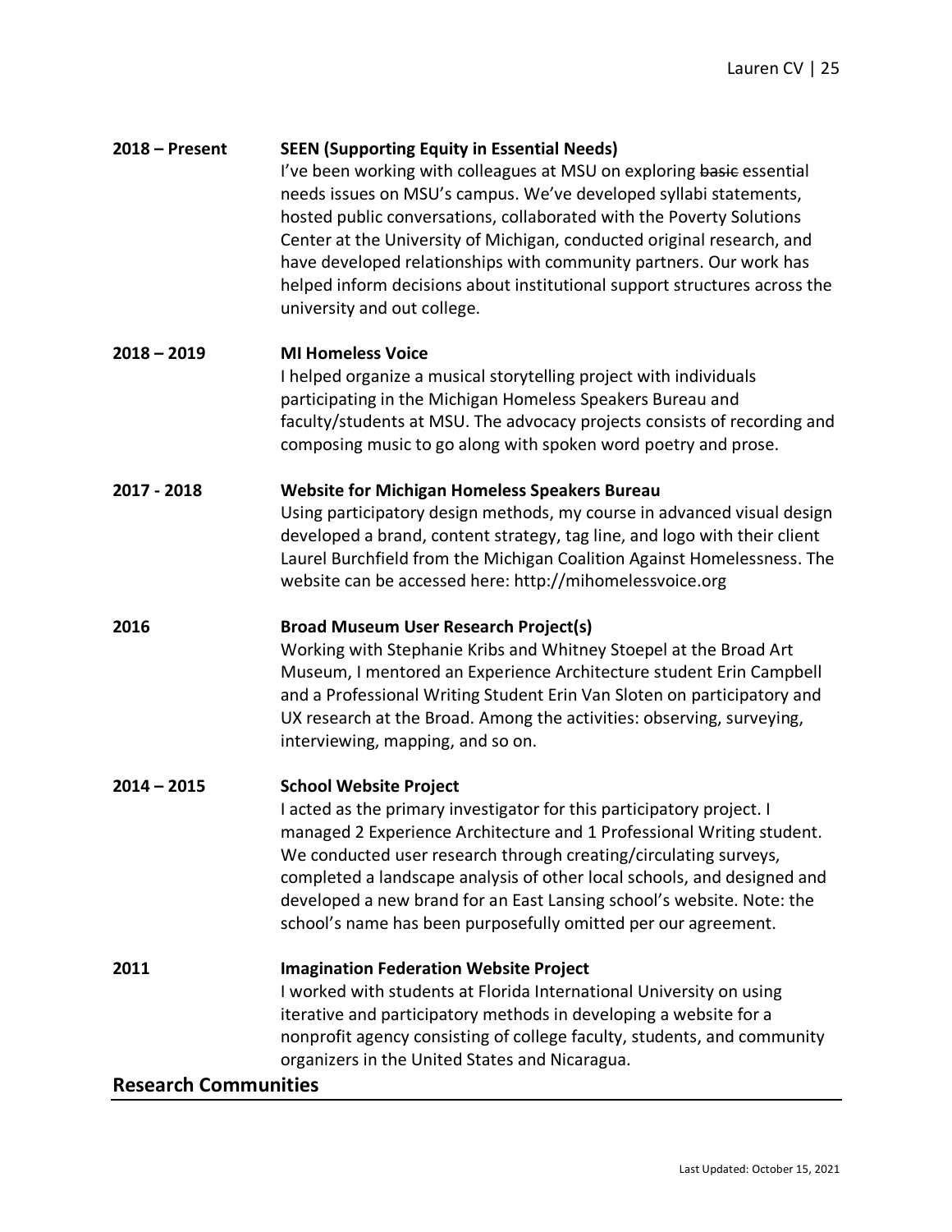**2018 – Present** **SEEN (Supporting Equity in Essential Needs)**
I've been working with colleagues at MSU on exploring ~~basic~~ essential needs issues on MSU's campus. We've developed syllabi statements, hosted public conversations, collaborated with the Poverty Solutions Center at the University of Michigan, conducted original research, and have developed relationships with community partners. Our work has helped inform decisions about institutional support structures across the university and out college.

**2018 – 2019** **MI Homeless Voice**
I helped organize a musical storytelling project with individuals participating in the Michigan Homeless Speakers Bureau and faculty/students at MSU. The advocacy projects consists of recording and composing music to go along with spoken word poetry and prose.

**2017 - 2018** **Website for Michigan Homeless Speakers Bureau**
Using participatory design methods, my course in advanced visual design developed a brand, content strategy, tag line, and logo with their client Laurel Burchfield from the Michigan Coalition Against Homelessness. The website can be accessed here: http://mihomelessvoice.org

**2016** **Broad Museum User Research Project(s)**
Working with Stephanie Kribs and Whitney Stoepel at the Broad Art Museum, I mentored an Experience Architecture student Erin Campbell and a Professional Writing Student Erin Van Sloten on participatory and UX research at the Broad. Among the activities: observing, surveying, interviewing, mapping, and so on.

**2014 – 2015** **School Website Project**
I acted as the primary investigator for this participatory project. I managed 2 Experience Architecture and 1 Professional Writing student. We conducted user research through creating/circulating surveys, completed a landscape analysis of other local schools, and designed and developed a new brand for an East Lansing school's website. Note: the school's name has been purposefully omitted per our agreement.

**2011** **Imagination Federation Website Project**
I worked with students at Florida International University on using iterative and participatory methods in developing a website for a nonprofit agency consisting of college faculty, students, and community organizers in the United States and Nicaragua.

## Research Communities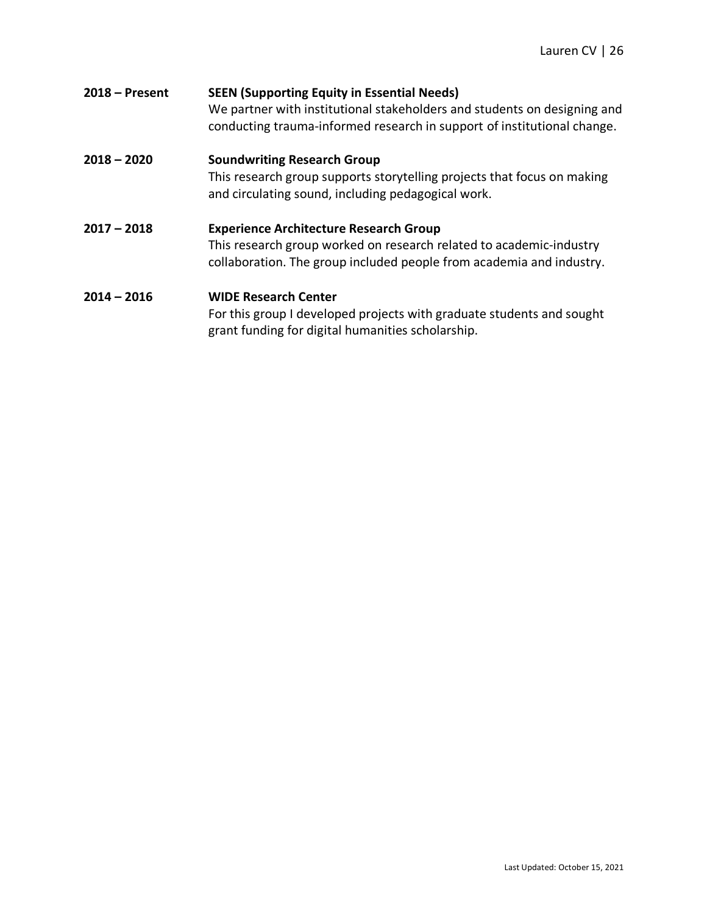**2018 – Present** **SEEN (Supporting Equity in Essential Needs)**
We partner with institutional stakeholders and students on designing and conducting trauma-informed research in support of institutional change.

**2018 – 2020** **Soundwriting Research Group**
This research group supports storytelling projects that focus on making and circulating sound, including pedagogical work.

**2017 – 2018** **Experience Architecture Research Group**
This research group worked on research related to academic-industry collaboration. The group included people from academia and industry.

**2014 – 2016** **WIDE Research Center**
For this group I developed projects with graduate students and sought grant funding for digital humanities scholarship.

Last Updated: October 15, 2021